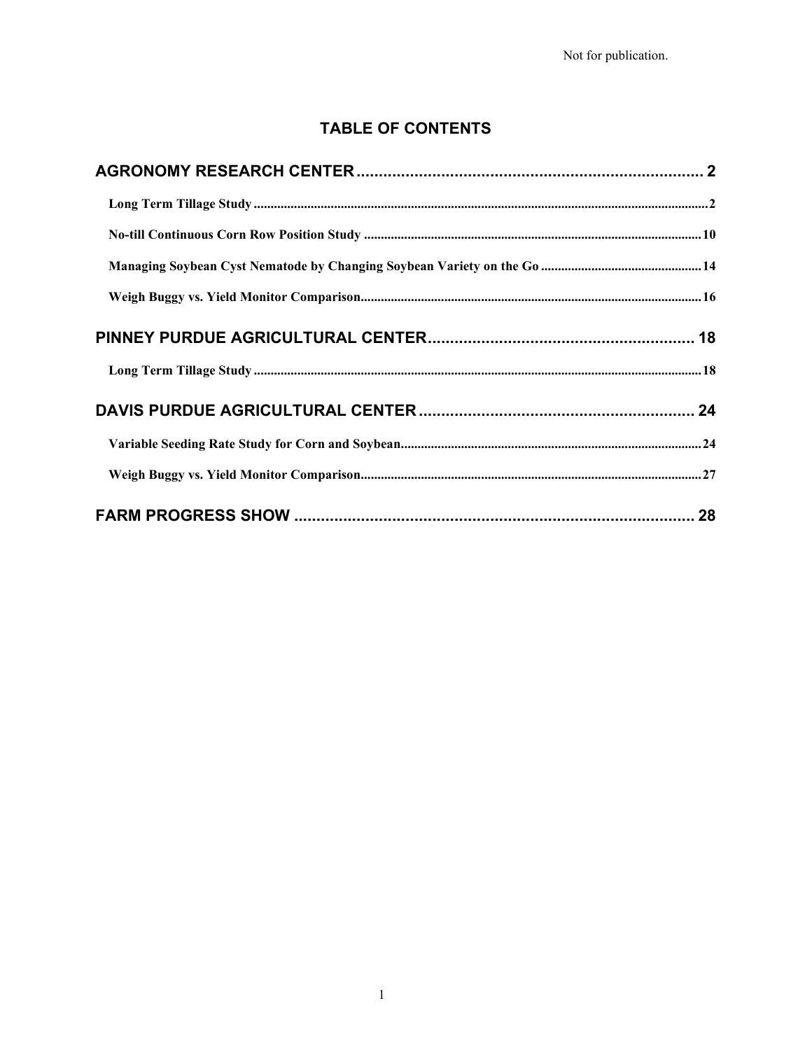Not for publication.

# TABLE OF CONTENTS

**AGRONOMY RESEARCH CENTER** ........................................................................ 2

- **Long Term Tillage Study** ........................................................................ 2
- **No-till Continuous Corn Row Position Study** ........................................................................ 10
- **Managing Soybean Cyst Nematode by Changing Soybean Variety on the Go** ........................................................................ 14
- **Weigh Buggy vs. Yield Monitor Comparison** ........................................................................ 16

**PINNEY PURDUE AGRICULTURAL CENTER** ........................................................................ 18

- **Long Term Tillage Study** ........................................................................ 18

**DAVIS PURDUE AGRICULTURAL CENTER** ........................................................................ 24

- **Variable Seeding Rate Study for Corn and Soybean** ........................................................................ 24
- **Weigh Buggy vs. Yield Monitor Comparison** ........................................................................ 27

**FARM PROGRESS SHOW** ........................................................................ 28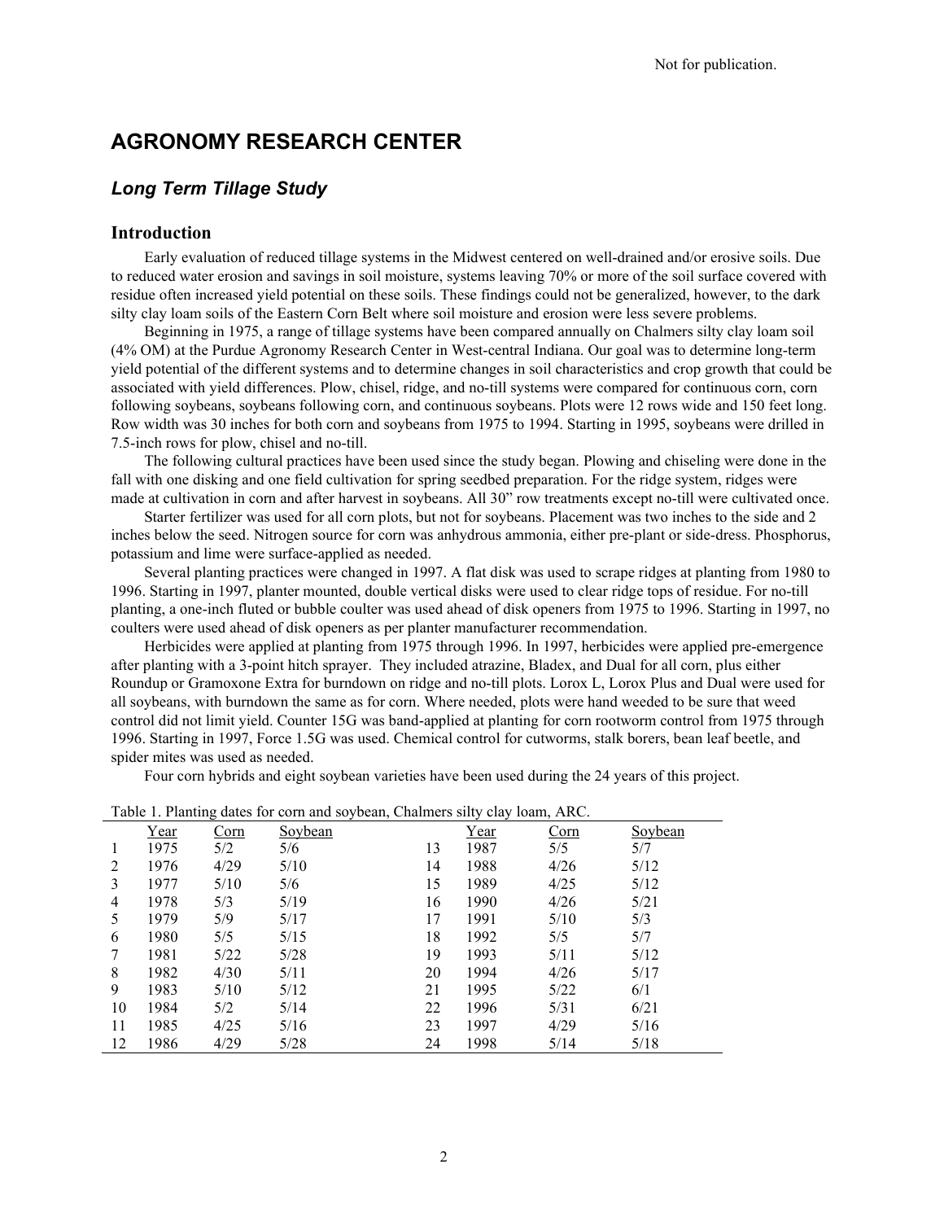Not for publication.

# AGRONOMY RESEARCH CENTER

## *Long Term Tillage Study*

### Introduction

Early evaluation of reduced tillage systems in the Midwest centered on well-drained and/or erosive soils. Due to reduced water erosion and savings in soil moisture, systems leaving 70% or more of the soil surface covered with residue often increased yield potential on these soils. These findings could not be generalized, however, to the dark silty clay loam soils of the Eastern Corn Belt where soil moisture and erosion were less severe problems.

Beginning in 1975, a range of tillage systems have been compared annually on Chalmers silty clay loam soil (4% OM) at the Purdue Agronomy Research Center in West-central Indiana. Our goal was to determine long-term yield potential of the different systems and to determine changes in soil characteristics and crop growth that could be associated with yield differences. Plow, chisel, ridge, and no-till systems were compared for continuous corn, corn following soybeans, soybeans following corn, and continuous soybeans. Plots were 12 rows wide and 150 feet long. Row width was 30 inches for both corn and soybeans from 1975 to 1994. Starting in 1995, soybeans were drilled in 7.5-inch rows for plow, chisel and no-till.

The following cultural practices have been used since the study began. Plowing and chiseling were done in the fall with one disking and one field cultivation for spring seedbed preparation. For the ridge system, ridges were made at cultivation in corn and after harvest in soybeans. All 30" row treatments except no-till were cultivated once.

Starter fertilizer was used for all corn plots, but not for soybeans. Placement was two inches to the side and 2 inches below the seed. Nitrogen source for corn was anhydrous ammonia, either pre-plant or side-dress. Phosphorus, potassium and lime were surface-applied as needed.

Several planting practices were changed in 1997. A flat disk was used to scrape ridges at planting from 1980 to 1996. Starting in 1997, planter mounted, double vertical disks were used to clear ridge tops of residue. For no-till planting, a one-inch fluted or bubble coulter was used ahead of disk openers from 1975 to 1996. Starting in 1997, no coulters were used ahead of disk openers as per planter manufacturer recommendation.

Herbicides were applied at planting from 1975 through 1996. In 1997, herbicides were applied pre-emergence after planting with a 3-point hitch sprayer. They included atrazine, Bladex, and Dual for all corn, plus either Roundup or Gramoxone Extra for burndown on ridge and no-till plots. Lorox L, Lorox Plus and Dual were used for all soybeans, with burndown the same as for corn. Where needed, plots were hand weeded to be sure that weed control did not limit yield. Counter 15G was band-applied at planting for corn rootworm control from 1975 through 1996. Starting in 1997, Force 1.5G was used. Chemical control for cutworms, stalk borers, bean leaf beetle, and spider mites was used as needed.

Four corn hybrids and eight soybean varieties have been used during the 24 years of this project.

Table 1. Planting dates for corn and soybean, Chalmers silty clay loam, ARC.

| | Year | Corn | Soybean | | Year | Corn | Soybean |
|---|---|---|---|---|---|---|---|
| 1 | 1975 | 5/2 | 5/6 | 13 | 1987 | 5/5 | 5/7 |
| 2 | 1976 | 4/29 | 5/10 | 14 | 1988 | 4/26 | 5/12 |
| 3 | 1977 | 5/10 | 5/6 | 15 | 1989 | 4/25 | 5/12 |
| 4 | 1978 | 5/3 | 5/19 | 16 | 1990 | 4/26 | 5/21 |
| 5 | 1979 | 5/9 | 5/17 | 17 | 1991 | 5/10 | 5/3 |
| 6 | 1980 | 5/5 | 5/15 | 18 | 1992 | 5/5 | 5/7 |
| 7 | 1981 | 5/22 | 5/28 | 19 | 1993 | 5/11 | 5/12 |
| 8 | 1982 | 4/30 | 5/11 | 20 | 1994 | 4/26 | 5/17 |
| 9 | 1983 | 5/10 | 5/12 | 21 | 1995 | 5/22 | 6/1 |
| 10 | 1984 | 5/2 | 5/14 | 22 | 1996 | 5/31 | 6/21 |
| 11 | 1985 | 4/25 | 5/16 | 23 | 1997 | 4/29 | 5/16 |
| 12 | 1986 | 4/29 | 5/28 | 24 | 1998 | 5/14 | 5/18 |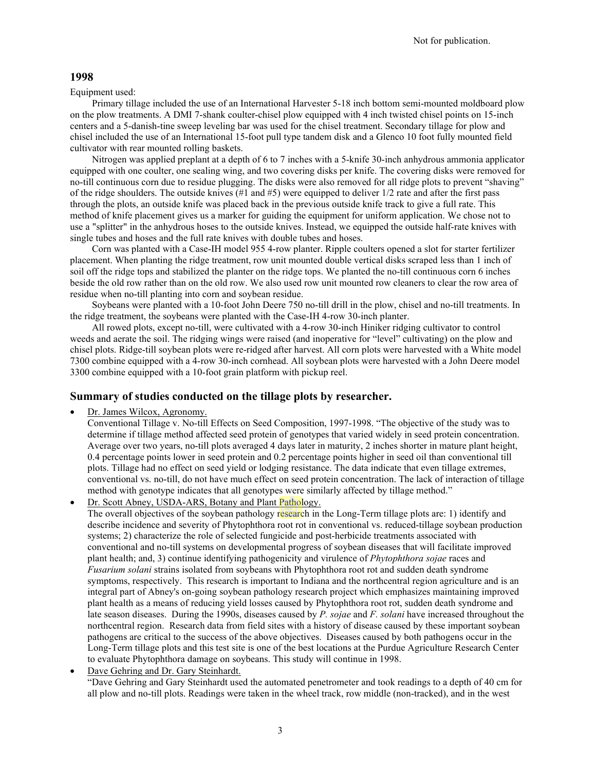Not for publication.

## 1998

Equipment used:

Primary tillage included the use of an International Harvester 5-18 inch bottom semi-mounted moldboard plow on the plow treatments. A DMI 7-shank coulter-chisel plow equipped with 4 inch twisted chisel points on 15-inch centers and a 5-danish-tine sweep leveling bar was used for the chisel treatment. Secondary tillage for plow and chisel included the use of an International 15-foot pull type tandem disk and a Glenco 10 foot fully mounted field cultivator with rear mounted rolling baskets.

Nitrogen was applied preplant at a depth of 6 to 7 inches with a 5-knife 30-inch anhydrous ammonia applicator equipped with one coulter, one sealing wing, and two covering disks per knife. The covering disks were removed for no-till continuous corn due to residue plugging. The disks were also removed for all ridge plots to prevent "shaving" of the ridge shoulders. The outside knives (#1 and #5) were equipped to deliver 1/2 rate and after the first pass through the plots, an outside knife was placed back in the previous outside knife track to give a full rate. This method of knife placement gives us a marker for guiding the equipment for uniform application. We chose not to use a "splitter" in the anhydrous hoses to the outside knives. Instead, we equipped the outside half-rate knives with single tubes and hoses and the full rate knives with double tubes and hoses.

Corn was planted with a Case-IH model 955 4-row planter. Ripple coulters opened a slot for starter fertilizer placement. When planting the ridge treatment, row unit mounted double vertical disks scraped less than 1 inch of soil off the ridge tops and stabilized the planter on the ridge tops. We planted the no-till continuous corn 6 inches beside the old row rather than on the old row. We also used row unit mounted row cleaners to clear the row area of residue when no-till planting into corn and soybean residue.

Soybeans were planted with a 10-foot John Deere 750 no-till drill in the plow, chisel and no-till treatments. In the ridge treatment, the soybeans were planted with the Case-IH 4-row 30-inch planter.

All rowed plots, except no-till, were cultivated with a 4-row 30-inch Hiniker ridging cultivator to control weeds and aerate the soil. The ridging wings were raised (and inoperative for "level" cultivating) on the plow and chisel plots. Ridge-till soybean plots were re-ridged after harvest. All corn plots were harvested with a White model 7300 combine equipped with a 4-row 30-inch cornhead. All soybean plots were harvested with a John Deere model 3300 combine equipped with a 10-foot grain platform with pickup reel.

## Summary of studies conducted on the tillage plots by researcher.

- Dr. James Wilcox, Agronomy.
  Conventional Tillage v. No-till Effects on Seed Composition, 1997-1998. "The objective of the study was to determine if tillage method affected seed protein of genotypes that varied widely in seed protein concentration. Average over two years, no-till plots averaged 4 days later in maturity, 2 inches shorter in mature plant height, 0.4 percentage points lower in seed protein and 0.2 percentage points higher in seed oil than conventional till plots. Tillage had no effect on seed yield or lodging resistance. The data indicate that even tillage extremes, conventional vs. no-till, do not have much effect on seed protein concentration. The lack of interaction of tillage method with genotype indicates that all genotypes were similarly affected by tillage method."
- Dr. Scott Abney, USDA-ARS, Botany and Plant Pathology.
  The overall objectives of the soybean pathology research in the Long-Term tillage plots are: 1) identify and describe incidence and severity of Phytophthora root rot in conventional vs. reduced-tillage soybean production systems; 2) characterize the role of selected fungicide and post-herbicide treatments associated with conventional and no-till systems on developmental progress of soybean diseases that will facilitate improved plant health; and, 3) continue identifying pathogenicity and virulence of *Phytophthora sojae* races and *Fusarium solani* strains isolated from soybeans with Phytophthora root rot and sudden death syndrome symptoms, respectively. This research is important to Indiana and the northcentral region agriculture and is an integral part of Abney's on-going soybean pathology research project which emphasizes maintaining improved plant health as a means of reducing yield losses caused by Phytophthora root rot, sudden death syndrome and late season diseases. During the 1990s, diseases caused by *P. sojae* and *F. solani* have increased throughout the northcentral region. Research data from field sites with a history of disease caused by these important soybean pathogens are critical to the success of the above objectives. Diseases caused by both pathogens occur in the Long-Term tillage plots and this test site is one of the best locations at the Purdue Agriculture Research Center to evaluate Phytophthora damage on soybeans. This study will continue in 1998.
- Dave Gehring and Dr. Gary Steinhardt.
  "Dave Gehring and Gary Steinhardt used the automated penetrometer and took readings to a depth of 40 cm for all plow and no-till plots. Readings were taken in the wheel track, row middle (non-tracked), and in the west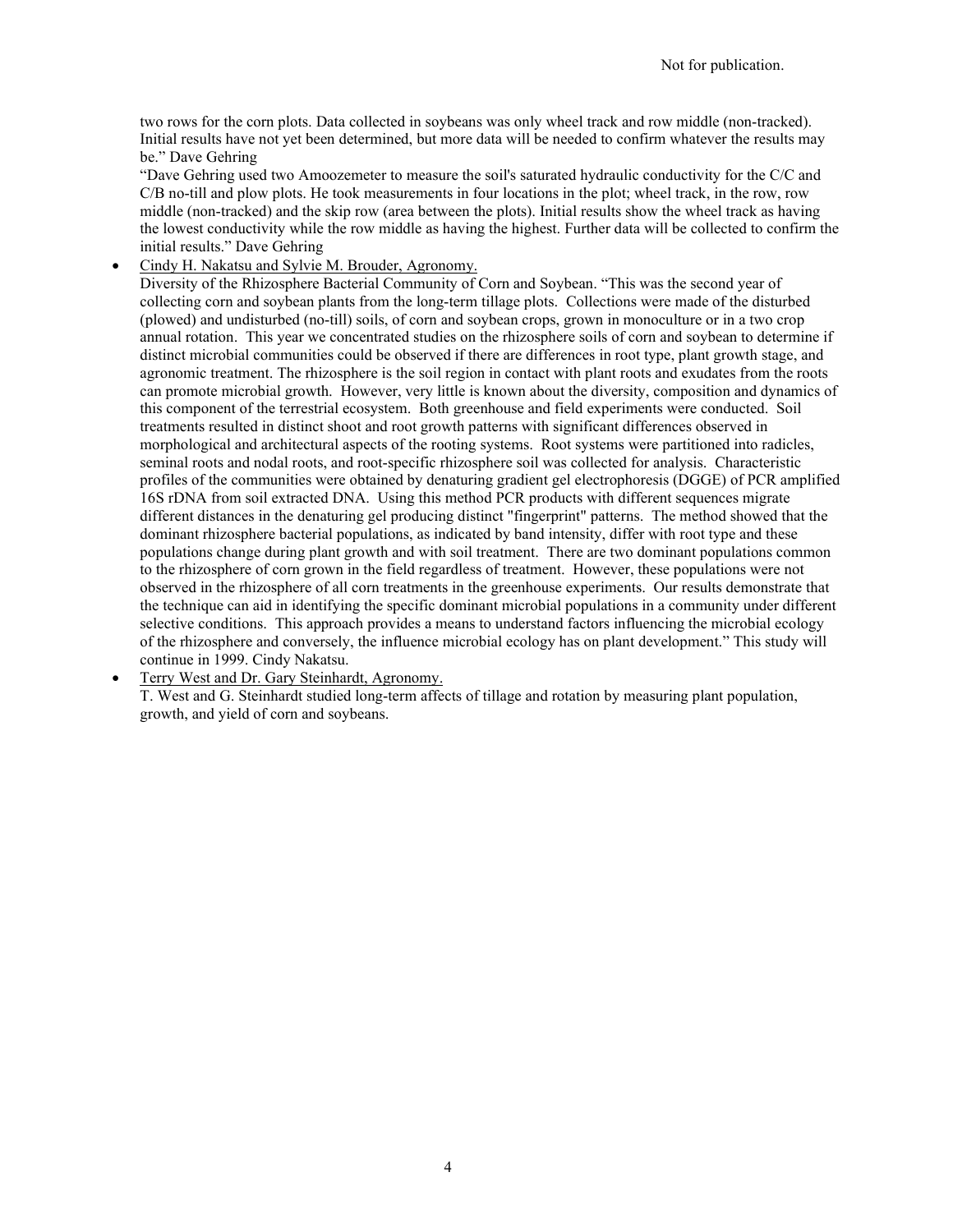two rows for the corn plots. Data collected in soybeans was only wheel track and row middle (non-tracked). Initial results have not yet been determined, but more data will be needed to confirm whatever the results may be." Dave Gehring

"Dave Gehring used two Amoozemeter to measure the soil's saturated hydraulic conductivity for the C/C and C/B no-till and plow plots. He took measurements in four locations in the plot; wheel track, in the row, row middle (non-tracked) and the skip row (area between the plots). Initial results show the wheel track as having the lowest conductivity while the row middle as having the highest. Further data will be collected to confirm the initial results." Dave Gehring

- Cindy H. Nakatsu and Sylvie M. Brouder, Agronomy.
  Diversity of the Rhizosphere Bacterial Community of Corn and Soybean. "This was the second year of collecting corn and soybean plants from the long-term tillage plots. Collections were made of the disturbed (plowed) and undisturbed (no-till) soils, of corn and soybean crops, grown in monoculture or in a two crop annual rotation. This year we concentrated studies on the rhizosphere soils of corn and soybean to determine if distinct microbial communities could be observed if there are differences in root type, plant growth stage, and agronomic treatment. The rhizosphere is the soil region in contact with plant roots and exudates from the roots can promote microbial growth. However, very little is known about the diversity, composition and dynamics of this component of the terrestrial ecosystem. Both greenhouse and field experiments were conducted. Soil treatments resulted in distinct shoot and root growth patterns with significant differences observed in morphological and architectural aspects of the rooting systems. Root systems were partitioned into radicles, seminal roots and nodal roots, and root-specific rhizosphere soil was collected for analysis. Characteristic profiles of the communities were obtained by denaturing gradient gel electrophoresis (DGGE) of PCR amplified 16S rDNA from soil extracted DNA. Using this method PCR products with different sequences migrate different distances in the denaturing gel producing distinct "fingerprint" patterns. The method showed that the dominant rhizosphere bacterial populations, as indicated by band intensity, differ with root type and these populations change during plant growth and with soil treatment. There are two dominant populations common to the rhizosphere of corn grown in the field regardless of treatment. However, these populations were not observed in the rhizosphere of all corn treatments in the greenhouse experiments. Our results demonstrate that the technique can aid in identifying the specific dominant microbial populations in a community under different selective conditions. This approach provides a means to understand factors influencing the microbial ecology of the rhizosphere and conversely, the influence microbial ecology has on plant development." This study will continue in 1999. Cindy Nakatsu.
- Terry West and Dr. Gary Steinhardt, Agronomy.
  T. West and G. Steinhardt studied long-term affects of tillage and rotation by measuring plant population, growth, and yield of corn and soybeans.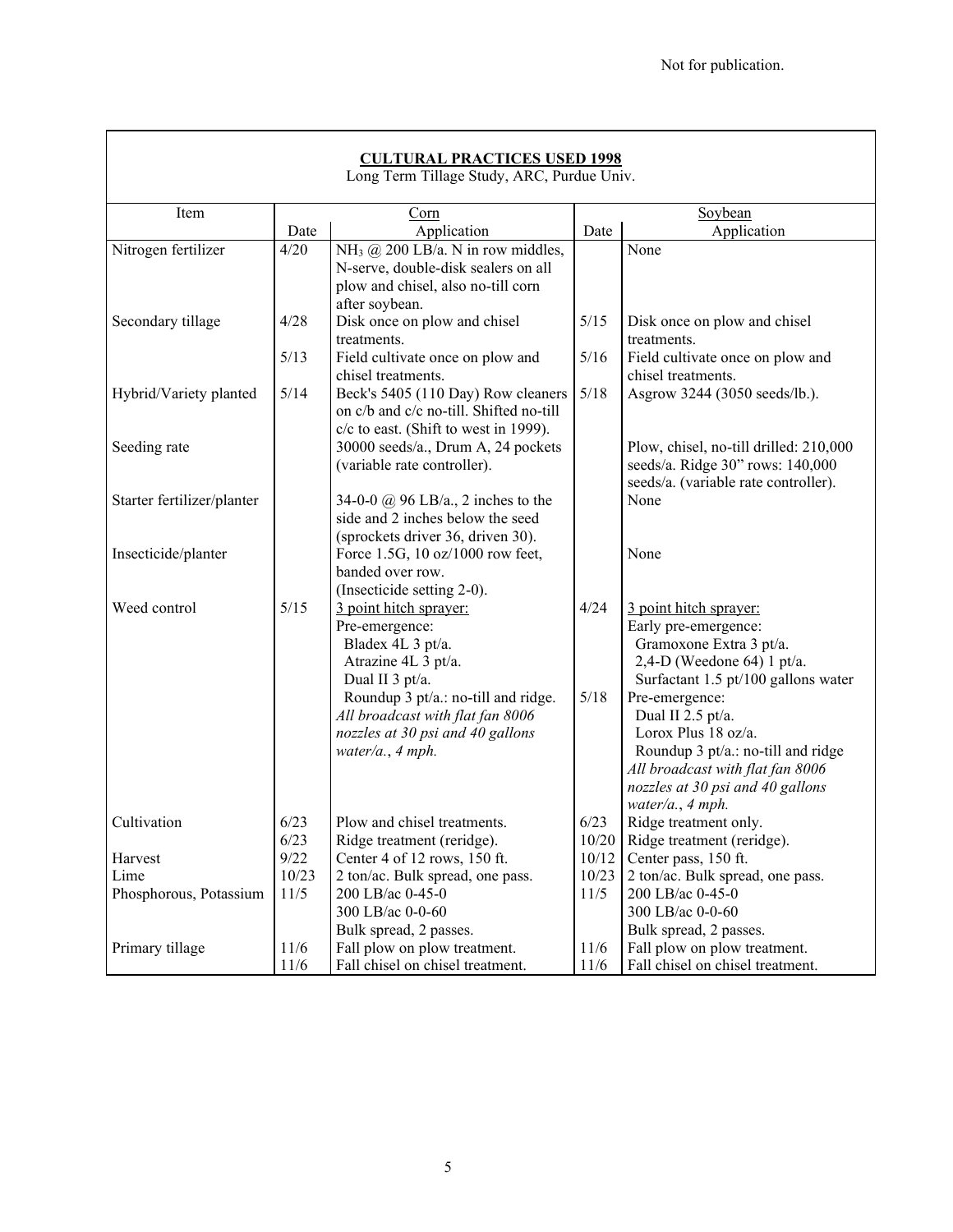Not for publication.

**CULTURAL PRACTICES USED 1998**
Long Term Tillage Study, ARC, Purdue Univ.

| Item | Corn | | Soybean | |
|---|---|---|---|---|
| | Date | Application | Date | Application |
| Nitrogen fertilizer | 4/20 | $NH_3$ @ 200 LB/a. N in row middles, N-serve, double-disk sealers on all plow and chisel, also no-till corn after soybean. | | None |
| Secondary tillage | 4/28 | Disk once on plow and chisel treatments. | 5/15 | Disk once on plow and chisel treatments. |
| | 5/13 | Field cultivate once on plow and chisel treatments. | 5/16 | Field cultivate once on plow and chisel treatments. |
| Hybrid/Variety planted | 5/14 | Beck's 5405 (110 Day) Row cleaners on c/b and c/c no-till. Shifted no-till c/c to east. (Shift to west in 1999). | 5/18 | Asgrow 3244 (3050 seeds/lb.). |
| Seeding rate | | 30000 seeds/a., Drum A, 24 pockets (variable rate controller). | | Plow, chisel, no-till drilled: 210,000 seeds/a. Ridge 30" rows: 140,000 seeds/a. (variable rate controller). |
| Starter fertilizer/planter | | 34-0-0 @ 96 LB/a., 2 inches to the side and 2 inches below the seed (sprockets driver 36, driven 30). | | None |
| Insecticide/planter | | Force 1.5G, 10 oz/1000 row feet, banded over row. (Insecticide setting 2-0). | | None |
| Weed control | 5/15 | 3 point hitch sprayer: Pre-emergence: Bladex 4L 3 pt/a. Atrazine 4L 3 pt/a. Dual II 3 pt/a. Roundup 3 pt/a.: no-till and ridge. *All broadcast with flat fan 8006 nozzles at 30 psi and 40 gallons water/a., 4 mph.* | 4/24 | 3 point hitch sprayer: Early pre-emergence: Gramoxone Extra 3 pt/a. 2,4-D (Weedone 64) 1 pt/a. Surfactant 1.5 pt/100 gallons water |
| | | | 5/18 | Pre-emergence: Dual II 2.5 pt/a. Lorox Plus 18 oz/a. Roundup 3 pt/a.: no-till and ridge *All broadcast with flat fan 8006 nozzles at 30 psi and 40 gallons water/a., 4 mph.* |
| Cultivation | 6/23 | Plow and chisel treatments. | 6/23 | Ridge treatment only. |
| | 6/23 | Ridge treatment (reridge). | 10/20 | Ridge treatment (reridge). |
| Harvest | 9/22 | Center 4 of 12 rows, 150 ft. | 10/12 | Center pass, 150 ft. |
| Lime | 10/23 | 2 ton/ac. Bulk spread, one pass. | 10/23 | 2 ton/ac. Bulk spread, one pass. |
| Phosphorous, Potassium | 11/5 | 200 LB/ac 0-45-0 300 LB/ac 0-0-60 Bulk spread, 2 passes. | 11/5 | 200 LB/ac 0-45-0 300 LB/ac 0-0-60 Bulk spread, 2 passes. |
| Primary tillage | 11/6 | Fall plow on plow treatment. | 11/6 | Fall plow on plow treatment. |
| | 11/6 | Fall chisel on chisel treatment. | 11/6 | Fall chisel on chisel treatment. |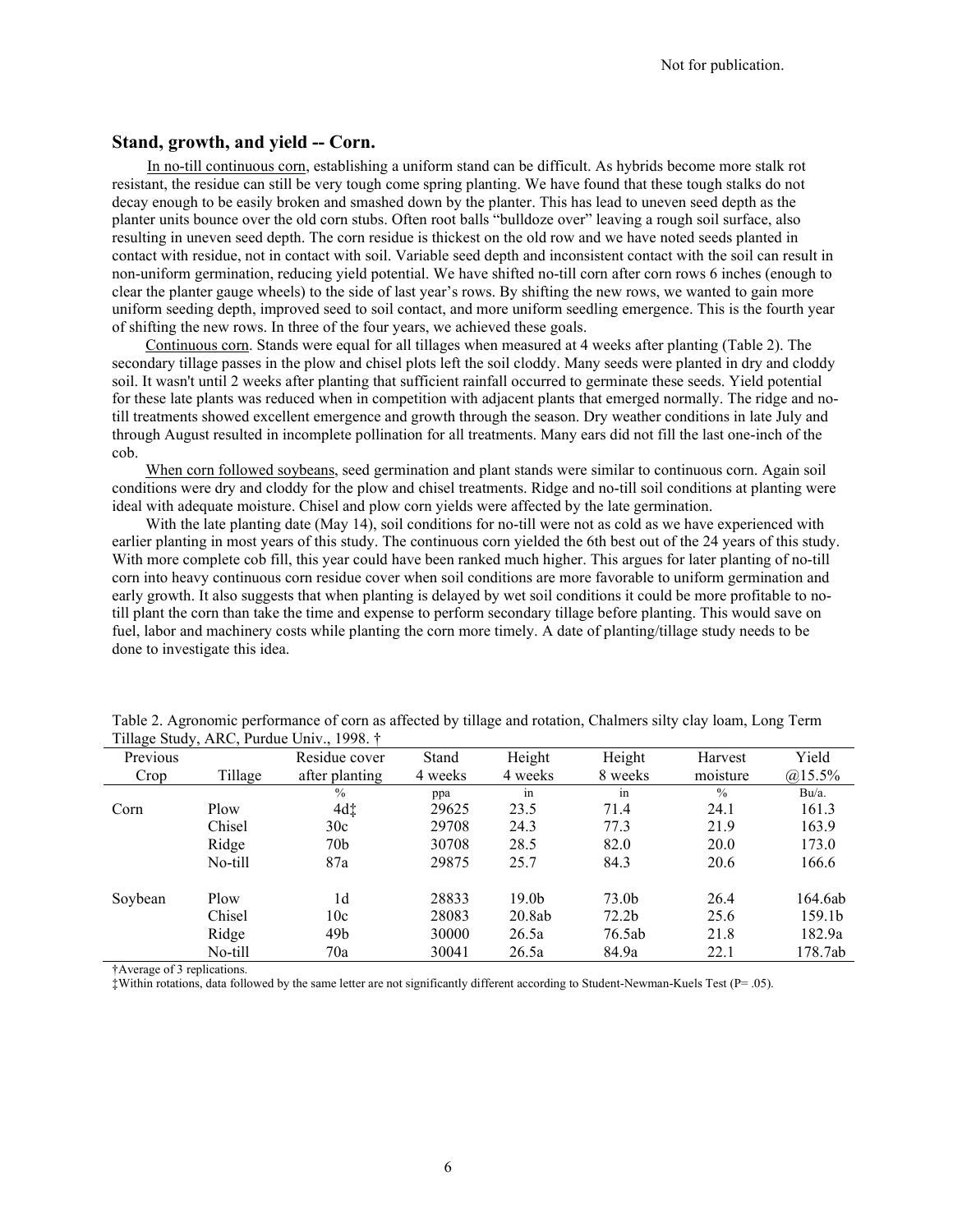Not for publication.

## Stand, growth, and yield -- Corn.

In no-till continuous corn, establishing a uniform stand can be difficult. As hybrids become more stalk rot resistant, the residue can still be very tough come spring planting. We have found that these tough stalks do not decay enough to be easily broken and smashed down by the planter. This has lead to uneven seed depth as the planter units bounce over the old corn stubs. Often root balls "bulldoze over" leaving a rough soil surface, also resulting in uneven seed depth. The corn residue is thickest on the old row and we have noted seeds planted in contact with residue, not in contact with soil. Variable seed depth and inconsistent contact with the soil can result in non-uniform germination, reducing yield potential. We have shifted no-till corn after corn rows 6 inches (enough to clear the planter gauge wheels) to the side of last year's rows. By shifting the new rows, we wanted to gain more uniform seeding depth, improved seed to soil contact, and more uniform seedling emergence. This is the fourth year of shifting the new rows. In three of the four years, we achieved these goals.

Continuous corn. Stands were equal for all tillages when measured at 4 weeks after planting (Table 2). The secondary tillage passes in the plow and chisel plots left the soil cloddy. Many seeds were planted in dry and cloddy soil. It wasn't until 2 weeks after planting that sufficient rainfall occurred to germinate these seeds. Yield potential for these late plants was reduced when in competition with adjacent plants that emerged normally. The ridge and no-till treatments showed excellent emergence and growth through the season. Dry weather conditions in late July and through August resulted in incomplete pollination for all treatments. Many ears did not fill the last one-inch of the cob.

When corn followed soybeans, seed germination and plant stands were similar to continuous corn. Again soil conditions were dry and cloddy for the plow and chisel treatments. Ridge and no-till soil conditions at planting were ideal with adequate moisture. Chisel and plow corn yields were affected by the late germination.

With the late planting date (May 14), soil conditions for no-till were not as cold as we have experienced with earlier planting in most years of this study. The continuous corn yielded the 6th best out of the 24 years of this study. With more complete cob fill, this year could have been ranked much higher. This argues for later planting of no-till corn into heavy continuous corn residue cover when soil conditions are more favorable to uniform germination and early growth. It also suggests that when planting is delayed by wet soil conditions it could be more profitable to no-till plant the corn than take the time and expense to perform secondary tillage before planting. This would save on fuel, labor and machinery costs while planting the corn more timely. A date of planting/tillage study needs to be done to investigate this idea.

Table 2. Agronomic performance of corn as affected by tillage and rotation, Chalmers silty clay loam, Long Term Tillage Study, ARC, Purdue Univ., 1998. †

| Previous Crop | Tillage | Residue cover after planting | Stand 4 weeks | Height 4 weeks | Height 8 weeks | Harvest moisture | Yield @15.5% |
|---|---|---|---|---|---|---|---|
| | | % | ppa | in | in | % | Bu/a. |
| Corn | Plow | 4d‡ | 29625 | 23.5 | 71.4 | 24.1 | 161.3 |
| | Chisel | 30c | 29708 | 24.3 | 77.3 | 21.9 | 163.9 |
| | Ridge | 70b | 30708 | 28.5 | 82.0 | 20.0 | 173.0 |
| | No-till | 87a | 29875 | 25.7 | 84.3 | 20.6 | 166.6 |
| Soybean | Plow | 1d | 28833 | 19.0b | 73.0b | 26.4 | 164.6ab |
| | Chisel | 10c | 28083 | 20.8ab | 72.2b | 25.6 | 159.1b |
| | Ridge | 49b | 30000 | 26.5a | 76.5ab | 21.8 | 182.9a |
| | No-till | 70a | 30041 | 26.5a | 84.9a | 22.1 | 178.7ab |

†Average of 3 replications.

‡Within rotations, data followed by the same letter are not significantly different according to Student-Newman-Kuels Test (P= .05).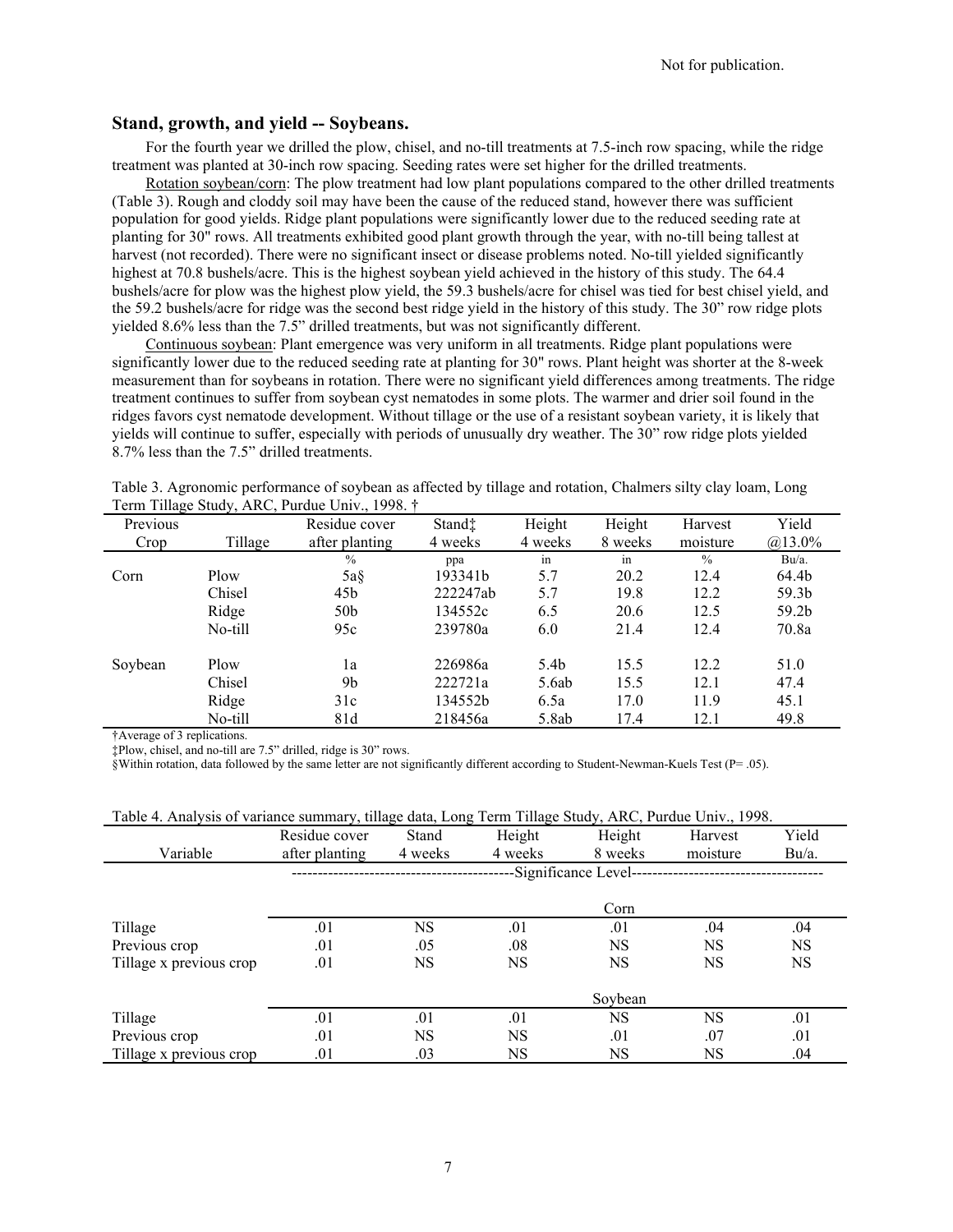Not for publication.

## Stand, growth, and yield -- Soybeans.

For the fourth year we drilled the plow, chisel, and no-till treatments at 7.5-inch row spacing, while the ridge treatment was planted at 30-inch row spacing. Seeding rates were set higher for the drilled treatments.

Rotation soybean/corn: The plow treatment had low plant populations compared to the other drilled treatments (Table 3). Rough and cloddy soil may have been the cause of the reduced stand, however there was sufficient population for good yields. Ridge plant populations were significantly lower due to the reduced seeding rate at planting for 30" rows. All treatments exhibited good plant growth through the year, with no-till being tallest at harvest (not recorded). There were no significant insect or disease problems noted. No-till yielded significantly highest at 70.8 bushels/acre. This is the highest soybean yield achieved in the history of this study. The 64.4 bushels/acre for plow was the highest plow yield, the 59.3 bushels/acre for chisel was tied for best chisel yield, and the 59.2 bushels/acre for ridge was the second best ridge yield in the history of this study. The 30" row ridge plots yielded 8.6% less than the 7.5" drilled treatments, but was not significantly different.

Continuous soybean: Plant emergence was very uniform in all treatments. Ridge plant populations were significantly lower due to the reduced seeding rate at planting for 30" rows. Plant height was shorter at the 8-week measurement than for soybeans in rotation. There were no significant yield differences among treatments. The ridge treatment continues to suffer from soybean cyst nematodes in some plots. The warmer and drier soil found in the ridges favors cyst nematode development. Without tillage or the use of a resistant soybean variety, it is likely that yields will continue to suffer, especially with periods of unusually dry weather. The 30" row ridge plots yielded 8.7% less than the 7.5" drilled treatments.

Table 3. Agronomic performance of soybean as affected by tillage and rotation, Chalmers silty clay loam, Long Term Tillage Study, ARC, Purdue Univ., 1998. †

| Previous Crop | Tillage | Residue cover after planting | Stand‡ 4 weeks | Height 4 weeks | Height 8 weeks | Harvest moisture | Yield @13.0% |
|---|---|---|---|---|---|---|---|
| | | % | ppa | in | in | % | Bu/a. |
| Corn | Plow | 5a§ | 193341b | 5.7 | 20.2 | 12.4 | 64.4b |
| | Chisel | 45b | 222247ab | 5.7 | 19.8 | 12.2 | 59.3b |
| | Ridge | 50b | 134552c | 6.5 | 20.6 | 12.5 | 59.2b |
| | No-till | 95c | 239780a | 6.0 | 21.4 | 12.4 | 70.8a |
| Soybean | Plow | 1a | 226986a | 5.4b | 15.5 | 12.2 | 51.0 |
| | Chisel | 9b | 222721a | 5.6ab | 15.5 | 12.1 | 47.4 |
| | Ridge | 31c | 134552b | 6.5a | 17.0 | 11.9 | 45.1 |
| | No-till | 81d | 218456a | 5.8ab | 17.4 | 12.1 | 49.8 |

†Average of 3 replications.
‡Plow, chisel, and no-till are 7.5" drilled, ridge is 30" rows.
§Within rotation, data followed by the same letter are not significantly different according to Student-Newman-Kuels Test (P= .05).

Table 4. Analysis of variance summary, tillage data, Long Term Tillage Study, ARC, Purdue Univ., 1998.

| Variable | Residue cover after planting | Stand 4 weeks | Height 4 weeks | Height 8 weeks | Harvest moisture | Yield Bu/a. |
|---|---|---|---|---|---|---|
| | ---Significance Level--- | | | | | |
| | Corn | | | | | |
| Tillage | .01 | NS | .01 | .01 | .04 | .04 |
| Previous crop | .01 | .05 | .08 | NS | NS | NS |
| Tillage x previous crop | .01 | NS | NS | NS | NS | NS |
| | Soybean | | | | | |
| Tillage | .01 | .01 | .01 | NS | NS | .01 |
| Previous crop | .01 | NS | NS | .01 | .07 | .01 |
| Tillage x previous crop | .01 | .03 | NS | NS | NS | .04 |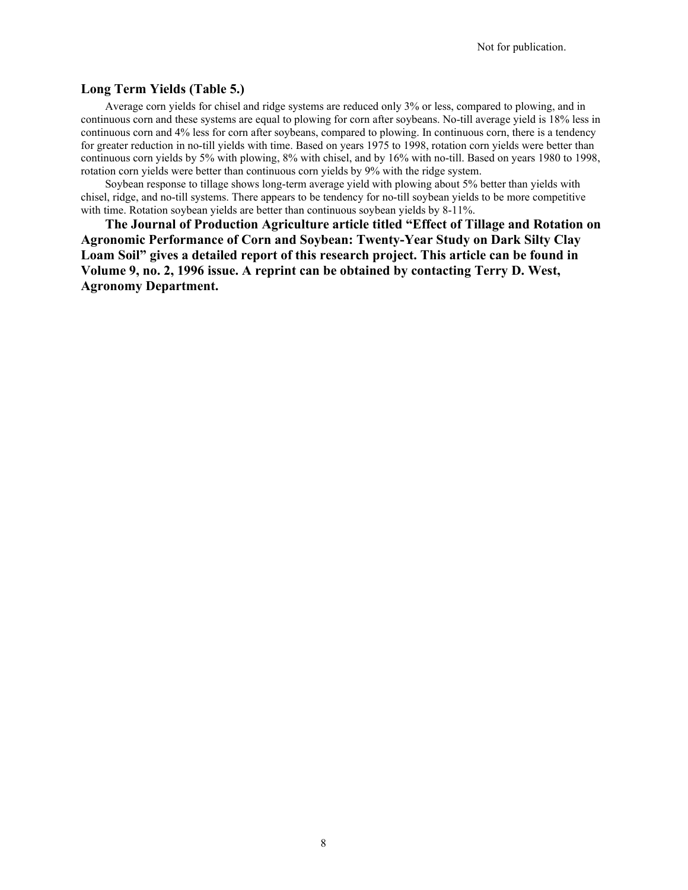### Long Term Yields (Table 5.)

Average corn yields for chisel and ridge systems are reduced only 3% or less, compared to plowing, and in continuous corn and these systems are equal to plowing for corn after soybeans. No-till average yield is 18% less in continuous corn and 4% less for corn after soybeans, compared to plowing. In continuous corn, there is a tendency for greater reduction in no-till yields with time. Based on years 1975 to 1998, rotation corn yields were better than continuous corn yields by 5% with plowing, 8% with chisel, and by 16% with no-till. Based on years 1980 to 1998, rotation corn yields were better than continuous corn yields by 9% with the ridge system.

Soybean response to tillage shows long-term average yield with plowing about 5% better than yields with chisel, ridge, and no-till systems. There appears to be tendency for no-till soybean yields to be more competitive with time. Rotation soybean yields are better than continuous soybean yields by 8-11%.

**The Journal of Production Agriculture article titled "Effect of Tillage and Rotation on Agronomic Performance of Corn and Soybean: Twenty-Year Study on Dark Silty Clay Loam Soil" gives a detailed report of this research project. This article can be found in Volume 9, no. 2, 1996 issue. A reprint can be obtained by contacting Terry D. West, Agronomy Department.**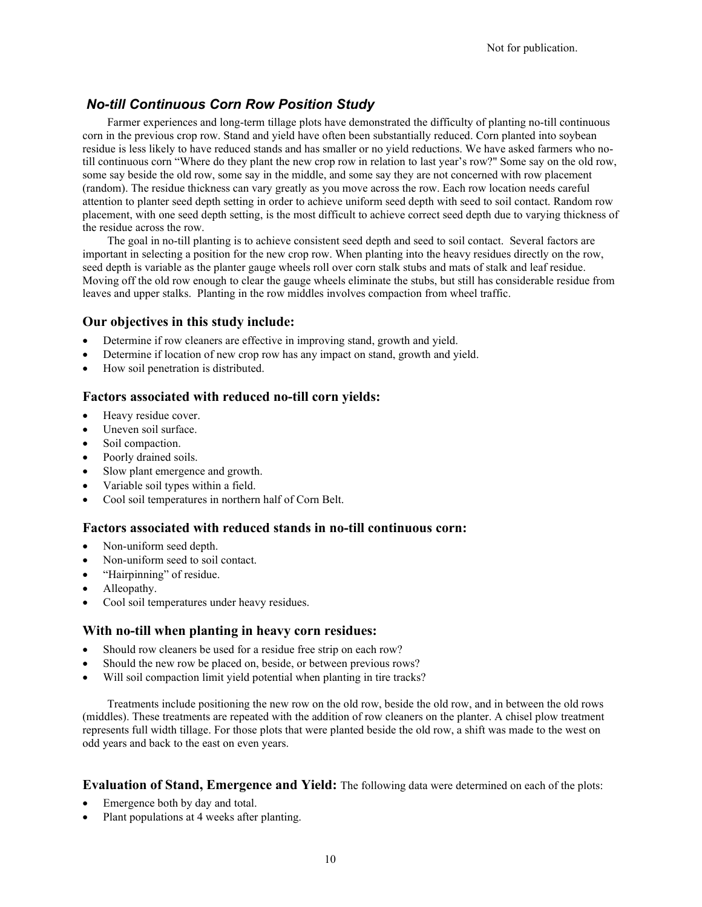Not for publication.

## *No-till Continuous Corn Row Position Study*

Farmer experiences and long-term tillage plots have demonstrated the difficulty of planting no-till continuous corn in the previous crop row. Stand and yield have often been substantially reduced. Corn planted into soybean residue is less likely to have reduced stands and has smaller or no yield reductions. We have asked farmers who no-till continuous corn "Where do they plant the new crop row in relation to last year's row?" Some say on the old row, some say beside the old row, some say in the middle, and some say they are not concerned with row placement (random). The residue thickness can vary greatly as you move across the row. Each row location needs careful attention to planter seed depth setting in order to achieve uniform seed depth with seed to soil contact. Random row placement, with one seed depth setting, is the most difficult to achieve correct seed depth due to varying thickness of the residue across the row.

The goal in no-till planting is to achieve consistent seed depth and seed to soil contact. Several factors are important in selecting a position for the new crop row. When planting into the heavy residues directly on the row, seed depth is variable as the planter gauge wheels roll over corn stalk stubs and mats of stalk and leaf residue. Moving off the old row enough to clear the gauge wheels eliminate the stubs, but still has considerable residue from leaves and upper stalks. Planting in the row middles involves compaction from wheel traffic.

### Our objectives in this study include:

- Determine if row cleaners are effective in improving stand, growth and yield.
- Determine if location of new crop row has any impact on stand, growth and yield.
- How soil penetration is distributed.

### Factors associated with reduced no-till corn yields:

- Heavy residue cover.
- Uneven soil surface.
- Soil compaction.
- Poorly drained soils.
- Slow plant emergence and growth.
- Variable soil types within a field.
- Cool soil temperatures in northern half of Corn Belt.

### Factors associated with reduced stands in no-till continuous corn:

- Non-uniform seed depth.
- Non-uniform seed to soil contact.
- "Hairpinning" of residue.
- Alleopathy.
- Cool soil temperatures under heavy residues.

### With no-till when planting in heavy corn residues:

- Should row cleaners be used for a residue free strip on each row?
- Should the new row be placed on, beside, or between previous rows?
- Will soil compaction limit yield potential when planting in tire tracks?

Treatments include positioning the new row on the old row, beside the old row, and in between the old rows (middles). These treatments are repeated with the addition of row cleaners on the planter. A chisel plow treatment represents full width tillage. For those plots that were planted beside the old row, a shift was made to the west on odd years and back to the east on even years.

**Evaluation of Stand, Emergence and Yield:** The following data were determined on each of the plots:

- Emergence both by day and total.
- Plant populations at 4 weeks after planting.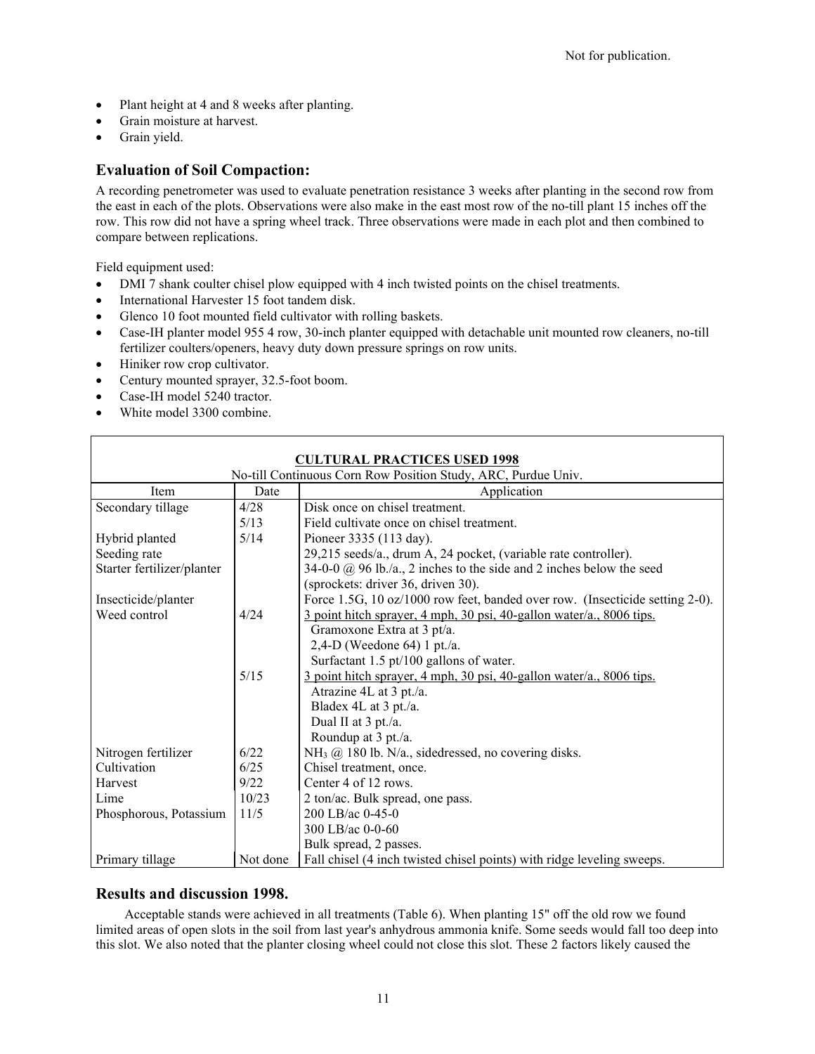- Plant height at 4 and 8 weeks after planting.
- Grain moisture at harvest.
- Grain yield.

## Evaluation of Soil Compaction:

A recording penetrometer was used to evaluate penetration resistance 3 weeks after planting in the second row from the east in each of the plots. Observations were also make in the east most row of the no-till plant 15 inches off the row. This row did not have a spring wheel track. Three observations were made in each plot and then combined to compare between replications.

Field equipment used:

- DMI 7 shank coulter chisel plow equipped with 4 inch twisted points on the chisel treatments.
- International Harvester 15 foot tandem disk.
- Glenco 10 foot mounted field cultivator with rolling baskets.
- Case-IH planter model 955 4 row, 30-inch planter equipped with detachable unit mounted row cleaners, no-till fertilizer coulters/openers, heavy duty down pressure springs on row units.
- Hiniker row crop cultivator.
- Century mounted sprayer, 32.5-foot boom.
- Case-IH model 5240 tractor.
- White model 3300 combine.

**CULTURAL PRACTICES USED 1998**

No-till Continuous Corn Row Position Study, ARC, Purdue Univ.

| Item | Date | Application |
|---|---|---|
| Secondary tillage | 4/28 | Disk once on chisel treatment. |
| | 5/13 | Field cultivate once on chisel treatment. |
| Hybrid planted | 5/14 | Pioneer 3335 (113 day). |
| Seeding rate | | 29,215 seeds/a., drum A, 24 pocket, (variable rate controller). |
| Starter fertilizer/planter | | 34-0-0 @ 96 lb./a., 2 inches to the side and 2 inches below the seed (sprockets: driver 36, driven 30). |
| Insecticide/planter | | Force 1.5G, 10 oz/1000 row feet, banded over row. (Insecticide setting 2-0). |
| Weed control | 4/24 | 3 point hitch sprayer, 4 mph, 30 psi, 40-gallon water/a., 8006 tips. |
| | | Gramoxone Extra at 3 pt/a. |
| | | 2,4-D (Weedone 64) 1 pt./a. |
| | | Surfactant 1.5 pt/100 gallons of water. |
| | 5/15 | 3 point hitch sprayer, 4 mph, 30 psi, 40-gallon water/a., 8006 tips. |
| | | Atrazine 4L at 3 pt./a. |
| | | Bladex 4L at 3 pt./a. |
| | | Dual II at 3 pt./a. |
| | | Roundup at 3 pt./a. |
| Nitrogen fertilizer | 6/22 | $NH_3$ @ 180 lb. N/a., sidedressed, no covering disks. |
| Cultivation | 6/25 | Chisel treatment, once. |
| Harvest | 9/22 | Center 4 of 12 rows. |
| Lime | 10/23 | 2 ton/ac. Bulk spread, one pass. |
| Phosphorous, Potassium | 11/5 | 200 LB/ac 0-45-0 |
| | | 300 LB/ac 0-0-60 |
| | | Bulk spread, 2 passes. |
| Primary tillage | Not done | Fall chisel (4 inch twisted chisel points) with ridge leveling sweeps. |

## Results and discussion 1998.

Acceptable stands were achieved in all treatments (Table 6). When planting 15" off the old row we found limited areas of open slots in the soil from last year's anhydrous ammonia knife. Some seeds would fall too deep into this slot. We also noted that the planter closing wheel could not close this slot. These 2 factors likely caused the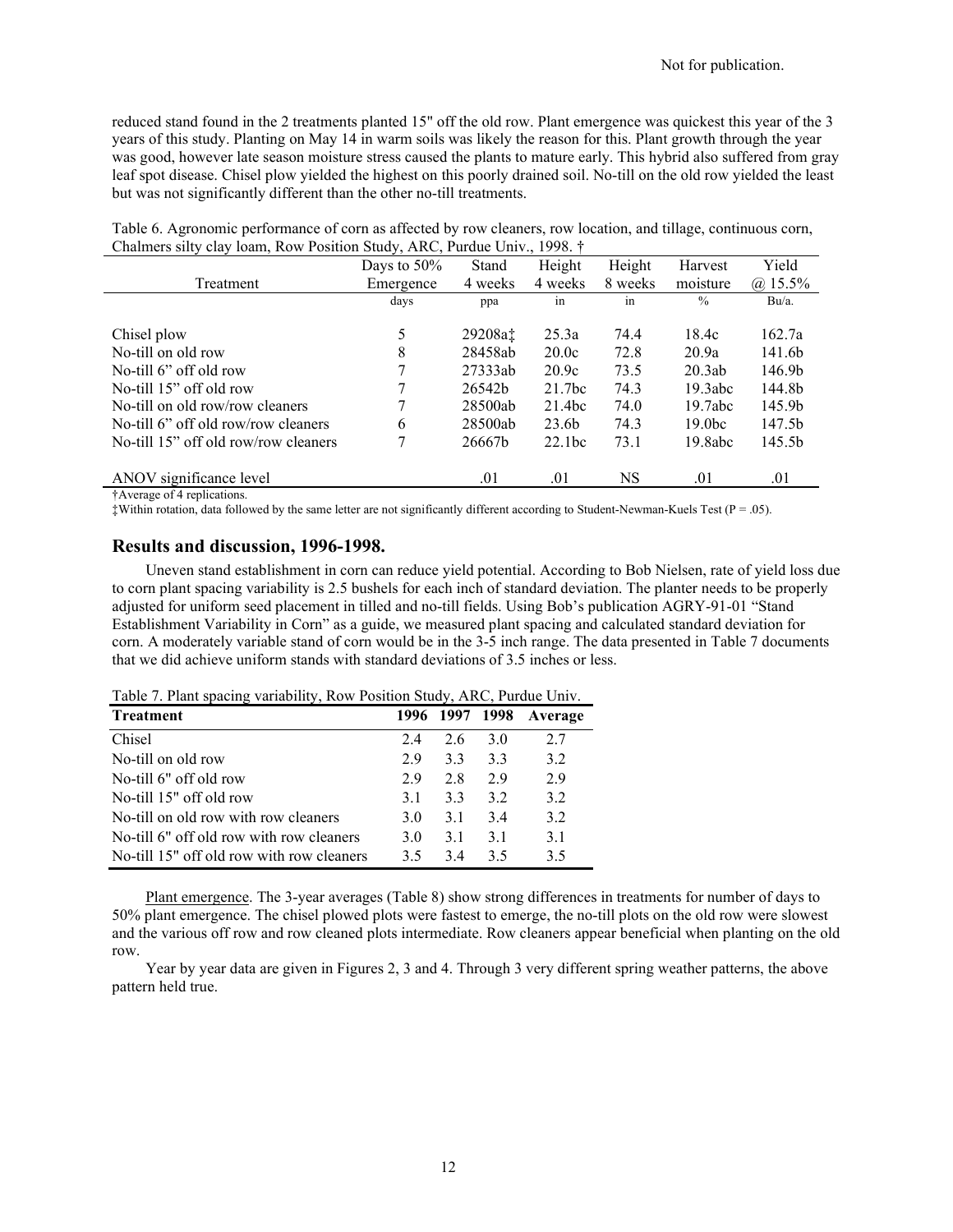reduced stand found in the 2 treatments planted 15" off the old row. Plant emergence was quickest this year of the 3 years of this study. Planting on May 14 in warm soils was likely the reason for this. Plant growth through the year was good, however late season moisture stress caused the plants to mature early. This hybrid also suffered from gray leaf spot disease. Chisel plow yielded the highest on this poorly drained soil. No-till on the old row yielded the least but was not significantly different than the other no-till treatments.

Table 6. Agronomic performance of corn as affected by row cleaners, row location, and tillage, continuous corn, Chalmers silty clay loam, Row Position Study, ARC, Purdue Univ., 1998. †

| Treatment | Days to 50% Emergence | Stand 4 weeks | Height 4 weeks | Height 8 weeks | Harvest moisture | Yield @ 15.5% |
|---|---|---|---|---|---|---|
| | days | ppa | in | in | % | Bu/a. |
| Chisel plow | 5 | 29208a‡ | 25.3a | 74.4 | 18.4c | 162.7a |
| No-till on old row | 8 | 28458ab | 20.0c | 72.8 | 20.9a | 141.6b |
| No-till 6” off old row | 7 | 27333ab | 20.9c | 73.5 | 20.3ab | 146.9b |
| No-till 15” off old row | 7 | 26542b | 21.7bc | 74.3 | 19.3abc | 144.8b |
| No-till on old row/row cleaners | 7 | 28500ab | 21.4bc | 74.0 | 19.7abc | 145.9b |
| No-till 6” off old row/row cleaners | 6 | 28500ab | 23.6b | 74.3 | 19.0bc | 147.5b |
| No-till 15” off old row/row cleaners | 7 | 26667b | 22.1bc | 73.1 | 19.8abc | 145.5b |
| ANOV significance level | | .01 | .01 | NS | .01 | .01 |

†Average of 4 replications.

‡Within rotation, data followed by the same letter are not significantly different according to Student-Newman-Kuels Test (P = .05).

## Results and discussion, 1996-1998.

Uneven stand establishment in corn can reduce yield potential. According to Bob Nielsen, rate of yield loss due to corn plant spacing variability is 2.5 bushels for each inch of standard deviation. The planter needs to be properly adjusted for uniform seed placement in tilled and no-till fields. Using Bob's publication AGRY-91-01 "Stand Establishment Variability in Corn" as a guide, we measured plant spacing and calculated standard deviation for corn. A moderately variable stand of corn would be in the 3-5 inch range. The data presented in Table 7 documents that we did achieve uniform stands with standard deviations of 3.5 inches or less.

Table 7. Plant spacing variability, Row Position Study, ARC, Purdue Univ.

| **Treatment** | **1996** | **1997** | **1998** | **Average** |
|---|---|---|---|---|
| Chisel | 2.4 | 2.6 | 3.0 | 2.7 |
| No-till on old row | 2.9 | 3.3 | 3.3 | 3.2 |
| No-till 6" off old row | 2.9 | 2.8 | 2.9 | 2.9 |
| No-till 15" off old row | 3.1 | 3.3 | 3.2 | 3.2 |
| No-till on old row with row cleaners | 3.0 | 3.1 | 3.4 | 3.2 |
| No-till 6" off old row with row cleaners | 3.0 | 3.1 | 3.1 | 3.1 |
| No-till 15" off old row with row cleaners | 3.5 | 3.4 | 3.5 | 3.5 |

Plant emergence. The 3-year averages (Table 8) show strong differences in treatments for number of days to 50% plant emergence. The chisel plowed plots were fastest to emerge, the no-till plots on the old row were slowest and the various off row and row cleaned plots intermediate. Row cleaners appear beneficial when planting on the old row.

Year by year data are given in Figures 2, 3 and 4. Through 3 very different spring weather patterns, the above pattern held true.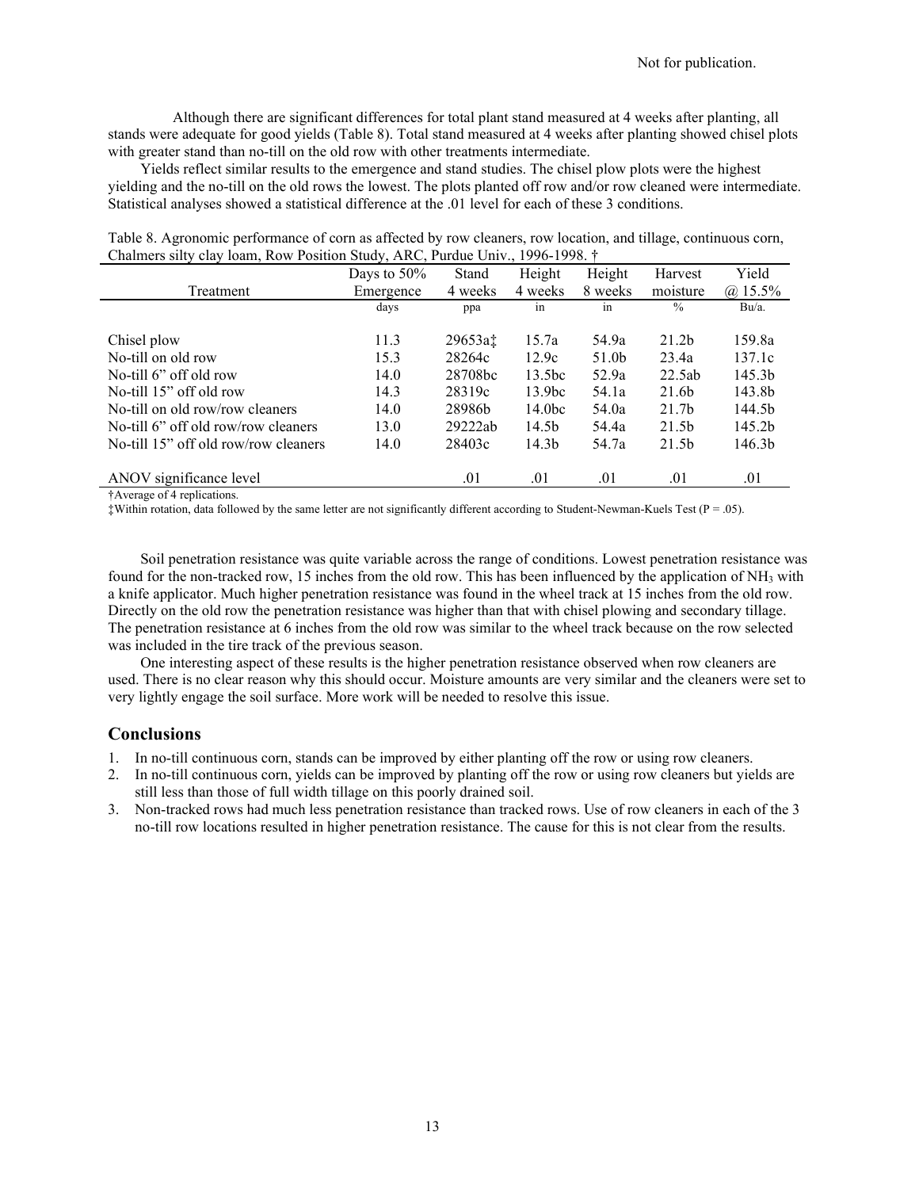Not for publication.

Although there are significant differences for total plant stand measured at 4 weeks after planting, all stands were adequate for good yields (Table 8). Total stand measured at 4 weeks after planting showed chisel plots with greater stand than no-till on the old row with other treatments intermediate.

Yields reflect similar results to the emergence and stand studies. The chisel plow plots were the highest yielding and the no-till on the old rows the lowest. The plots planted off row and/or row cleaned were intermediate. Statistical analyses showed a statistical difference at the .01 level for each of these 3 conditions.

Table 8. Agronomic performance of corn as affected by row cleaners, row location, and tillage, continuous corn, Chalmers silty clay loam, Row Position Study, ARC, Purdue Univ., 1996-1998. †

| Treatment | Days to 50% Emergence | Stand 4 weeks | Height 4 weeks | Height 8 weeks | Harvest moisture | Yield @ 15.5% |
|---|---|---|---|---|---|---|
| | days | ppa | in | in | % | Bu/a. |
| Chisel plow | 11.3 | 29653a‡ | 15.7a | 54.9a | 21.2b | 159.8a |
| No-till on old row | 15.3 | 28264c | 12.9c | 51.0b | 23.4a | 137.1c |
| No-till 6" off old row | 14.0 | 28708bc | 13.5bc | 52.9a | 22.5ab | 145.3b |
| No-till 15" off old row | 14.3 | 28319c | 13.9bc | 54.1a | 21.6b | 143.8b |
| No-till on old row/row cleaners | 14.0 | 28986b | 14.0bc | 54.0a | 21.7b | 144.5b |
| No-till 6" off old row/row cleaners | 13.0 | 29222ab | 14.5b | 54.4a | 21.5b | 145.2b |
| No-till 15" off old row/row cleaners | 14.0 | 28403c | 14.3b | 54.7a | 21.5b | 146.3b |
| ANOV significance level | | .01 | .01 | .01 | .01 | .01 |

†Average of 4 replications.

‡Within rotation, data followed by the same letter are not significantly different according to Student-Newman-Kuels Test (P = .05).

Soil penetration resistance was quite variable across the range of conditions. Lowest penetration resistance was found for the non-tracked row, 15 inches from the old row. This has been influenced by the application of $NH_3$ with a knife applicator. Much higher penetration resistance was found in the wheel track at 15 inches from the old row. Directly on the old row the penetration resistance was higher than that with chisel plowing and secondary tillage. The penetration resistance at 6 inches from the old row was similar to the wheel track because on the row selected was included in the tire track of the previous season.

One interesting aspect of these results is the higher penetration resistance observed when row cleaners are used. There is no clear reason why this should occur. Moisture amounts are very similar and the cleaners were set to very lightly engage the soil surface. More work will be needed to resolve this issue.

## Conclusions

1. In no-till continuous corn, stands can be improved by either planting off the row or using row cleaners.
2. In no-till continuous corn, yields can be improved by planting off the row or using row cleaners but yields are still less than those of full width tillage on this poorly drained soil.
3. Non-tracked rows had much less penetration resistance than tracked rows. Use of row cleaners in each of the 3 no-till row locations resulted in higher penetration resistance. The cause for this is not clear from the results.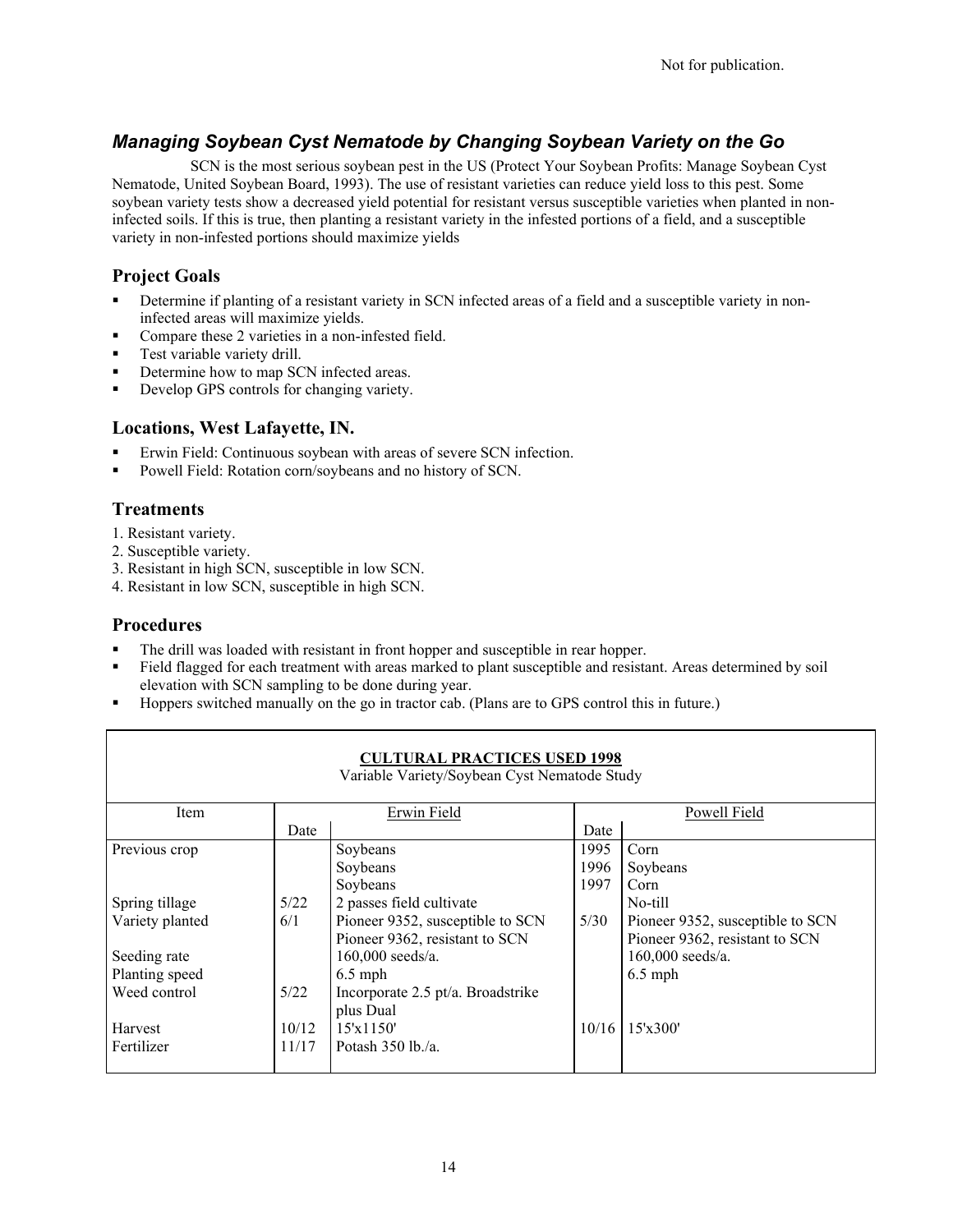Not for publication.

## *Managing Soybean Cyst Nematode by Changing Soybean Variety on the Go*

SCN is the most serious soybean pest in the US (Protect Your Soybean Profits: Manage Soybean Cyst Nematode, United Soybean Board, 1993). The use of resistant varieties can reduce yield loss to this pest. Some soybean variety tests show a decreased yield potential for resistant versus susceptible varieties when planted in non-infected soils. If this is true, then planting a resistant variety in the infested portions of a field, and a susceptible variety in non-infested portions should maximize yields

### Project Goals

- Determine if planting of a resistant variety in SCN infected areas of a field and a susceptible variety in non-infected areas will maximize yields.
- Compare these 2 varieties in a non-infested field.
- Test variable variety drill.
- Determine how to map SCN infected areas.
- Develop GPS controls for changing variety.

### Locations, West Lafayette, IN.

- Erwin Field: Continuous soybean with areas of severe SCN infection.
- Powell Field: Rotation corn/soybeans and no history of SCN.

### Treatments

1. Resistant variety.
2. Susceptible variety.
3. Resistant in high SCN, susceptible in low SCN.
4. Resistant in low SCN, susceptible in high SCN.

### Procedures

- The drill was loaded with resistant in front hopper and susceptible in rear hopper.
- Field flagged for each treatment with areas marked to plant susceptible and resistant. Areas determined by soil elevation with SCN sampling to be done during year.
- Hoppers switched manually on the go in tractor cab. (Plans are to GPS control this in future.)

**CULTURAL PRACTICES USED 1998**
Variable Variety/Soybean Cyst Nematode Study

| Item | Erwin Field | | Powell Field | |
|---|---|---|---|---|
| | Date | | Date | |
| Previous crop | | Soybeans | 1995 | Corn |
| | | Soybeans | 1996 | Soybeans |
| | | Soybeans | 1997 | Corn |
| Spring tillage | 5/22 | 2 passes field cultivate | | No-till |
| Variety planted | 6/1 | Pioneer 9352, susceptible to SCN | 5/30 | Pioneer 9352, susceptible to SCN |
| | | Pioneer 9362, resistant to SCN | | Pioneer 9362, resistant to SCN |
| Seeding rate | | 160,000 seeds/a. | | 160,000 seeds/a. |
| Planting speed | | 6.5 mph | | 6.5 mph |
| Weed control | 5/22 | Incorporate 2.5 pt/a. Broadstrike plus Dual | | |
| Harvest | 10/12 | 15'x1150' | 10/16 | 15'x300' |
| Fertilizer | 11/17 | Potash 350 lb./a. | | |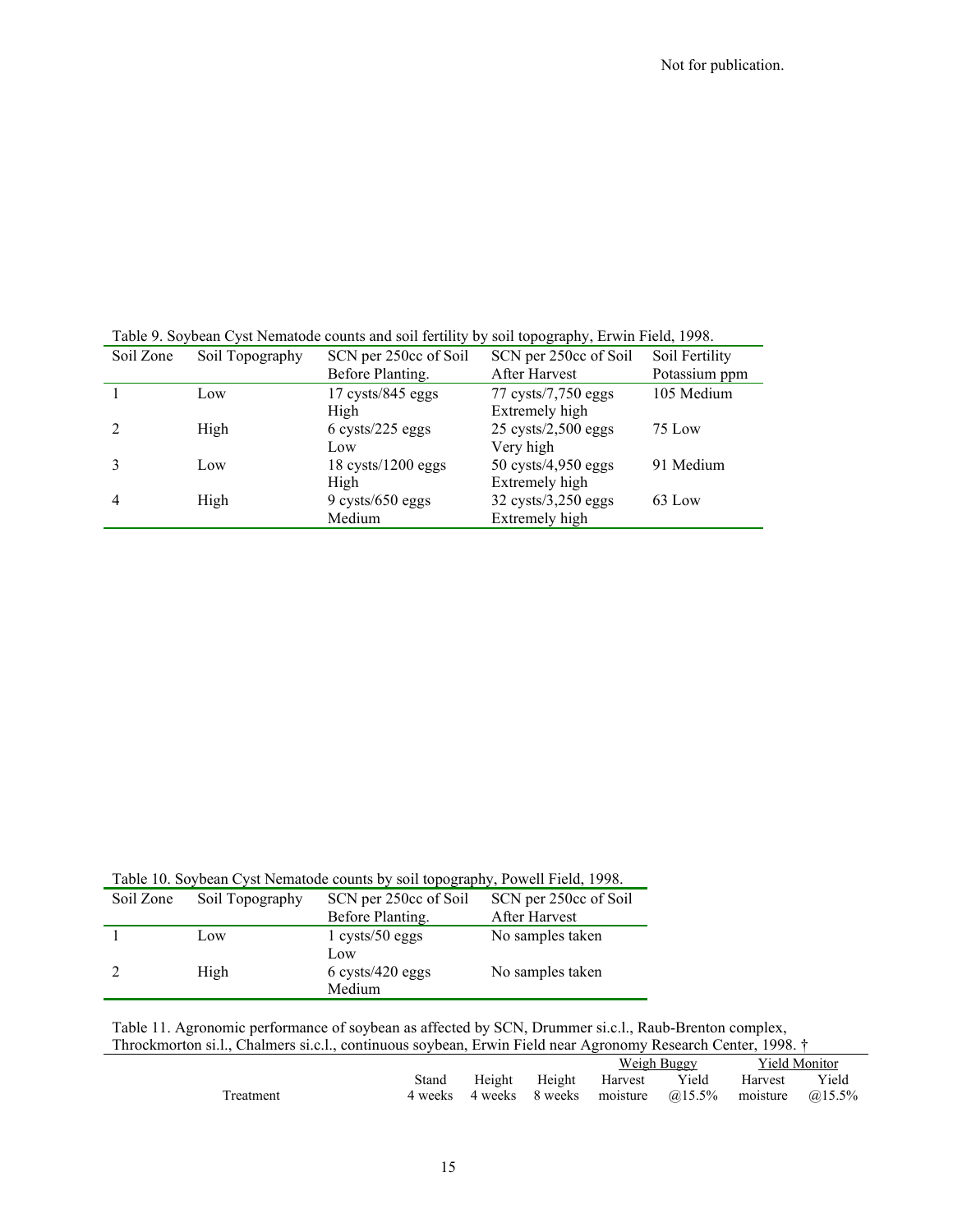Not for publication.

Table 9. Soybean Cyst Nematode counts and soil fertility by soil topography, Erwin Field, 1998.

| Soil Zone | Soil Topography | SCN per 250cc of Soil Before Planting. | SCN per 250cc of Soil After Harvest | Soil Fertility Potassium ppm |
|---|---|---|---|---|
| 1 | Low | 17 cysts/845 eggs High | 77 cysts/7,750 eggs Extremely high | 105 Medium |
| 2 | High | 6 cysts/225 eggs Low | 25 cysts/2,500 eggs Very high | 75 Low |
| 3 | Low | 18 cysts/1200 eggs High | 50 cysts/4,950 eggs Extremely high | 91 Medium |
| 4 | High | 9 cysts/650 eggs Medium | 32 cysts/3,250 eggs Extremely high | 63 Low |

Table 10. Soybean Cyst Nematode counts by soil topography, Powell Field, 1998.

| Soil Zone | Soil Topography | SCN per 250cc of Soil Before Planting. | SCN per 250cc of Soil After Harvest |
|---|---|---|---|
| 1 | Low | 1 cysts/50 eggs Low | No samples taken |
| 2 | High | 6 cysts/420 eggs Medium | No samples taken |

Table 11. Agronomic performance of soybean as affected by SCN, Drummer si.c.l., Raub-Brenton complex, Throckmorton si.l., Chalmers si.c.l., continuous soybean, Erwin Field near Agronomy Research Center, 1998. †

| | | | | Weigh Buggy | | Yield Monitor | |
|---|---|---|---|---|---|---|---|
| Treatment | Stand 4 weeks | Height 4 weeks | Height 8 weeks | Harvest moisture | Yield @15.5% | Harvest moisture | Yield @15.5% |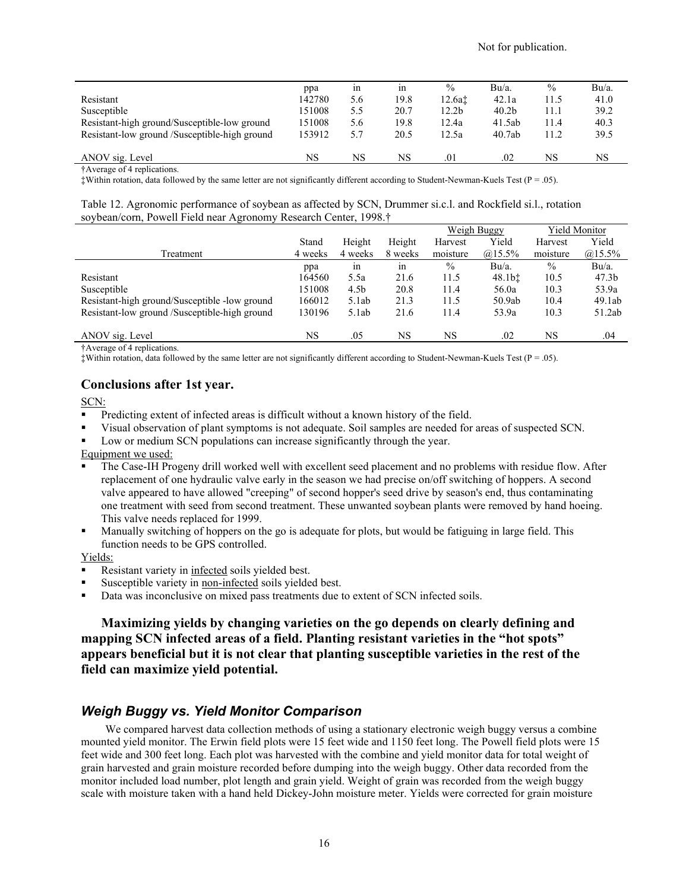Not for publication.

| | ppa | in | in | % | Bu/a. | % | Bu/a. |
|---|---|---|---|---|---|---|---|
| Resistant | 142780 | 5.6 | 19.8 | 12.6a‡ | 42.1a | 11.5 | 41.0 |
| Susceptible | 151008 | 5.5 | 20.7 | 12.2b | 40.2b | 11.1 | 39.2 |
| Resistant-high ground/Susceptible-low ground | 151008 | 5.6 | 19.8 | 12.4a | 41.5ab | 11.4 | 40.3 |
| Resistant-low ground /Susceptible-high ground | 153912 | 5.7 | 20.5 | 12.5a | 40.7ab | 11.2 | 39.5 |
| ANOV sig. Level | NS | NS | NS | .01 | .02 | NS | NS |

†Average of 4 replications.

‡Within rotation, data followed by the same letter are not significantly different according to Student-Newman-Kuels Test (P = .05).

Table 12. Agronomic performance of soybean as affected by SCN, Drummer si.c.l. and Rockfield si.l., rotation soybean/corn, Powell Field near Agronomy Research Center, 1998.†

| | | | | Weigh Buggy | | Yield Monitor | |
|---|---|---|---|---|---|---|---|
| Treatment | Stand 4 weeks | Height 4 weeks | Height 8 weeks | Harvest moisture | Yield @15.5% | Harvest moisture | Yield @15.5% |
| | ppa | in | in | % | Bu/a. | % | Bu/a. |
| Resistant | 164560 | 5.5a | 21.6 | 11.5 | 48.1b‡ | 10.5 | 47.3b |
| Susceptible | 151008 | 4.5b | 20.8 | 11.4 | 56.0a | 10.3 | 53.9a |
| Resistant-high ground/Susceptible -low ground | 166012 | 5.1ab | 21.3 | 11.5 | 50.9ab | 10.4 | 49.1ab |
| Resistant-low ground /Susceptible-high ground | 130196 | 5.1ab | 21.6 | 11.4 | 53.9a | 10.3 | 51.2ab |
| ANOV sig. Level | NS | .05 | NS | NS | .02 | NS | .04 |

†Average of 4 replications.

‡Within rotation, data followed by the same letter are not significantly different according to Student-Newman-Kuels Test (P = .05).

## Conclusions after 1st year.

SCN:

- Predicting extent of infected areas is difficult without a known history of the field.
- Visual observation of plant symptoms is not adequate. Soil samples are needed for areas of suspected SCN.
- Low or medium SCN populations can increase significantly through the year.

Equipment we used:

- The Case-IH Progeny drill worked well with excellent seed placement and no problems with residue flow. After replacement of one hydraulic valve early in the season we had precise on/off switching of hoppers. A second valve appeared to have allowed "creeping" of second hopper's seed drive by season's end, thus contaminating one treatment with seed from second treatment. These unwanted soybean plants were removed by hand hoeing. This valve needs replaced for 1999.
- Manually switching of hoppers on the go is adequate for plots, but would be fatiguing in large field. This function needs to be GPS controlled.

Yields:

- Resistant variety in infected soils yielded best.
- Susceptible variety in non-infected soils yielded best.
- Data was inconclusive on mixed pass treatments due to extent of SCN infected soils.

**Maximizing yields by changing varieties on the go depends on clearly defining and mapping SCN infected areas of a field. Planting resistant varieties in the "hot spots" appears beneficial but it is not clear that planting susceptible varieties in the rest of the field can maximize yield potential.**

## *Weigh Buggy vs. Yield Monitor Comparison*

We compared harvest data collection methods of using a stationary electronic weigh buggy versus a combine mounted yield monitor. The Erwin field plots were 15 feet wide and 1150 feet long. The Powell field plots were 15 feet wide and 300 feet long. Each plot was harvested with the combine and yield monitor data for total weight of grain harvested and grain moisture recorded before dumping into the weigh buggy. Other data recorded from the monitor included load number, plot length and grain yield. Weight of grain was recorded from the weigh buggy scale with moisture taken with a hand held Dickey-John moisture meter. Yields were corrected for grain moisture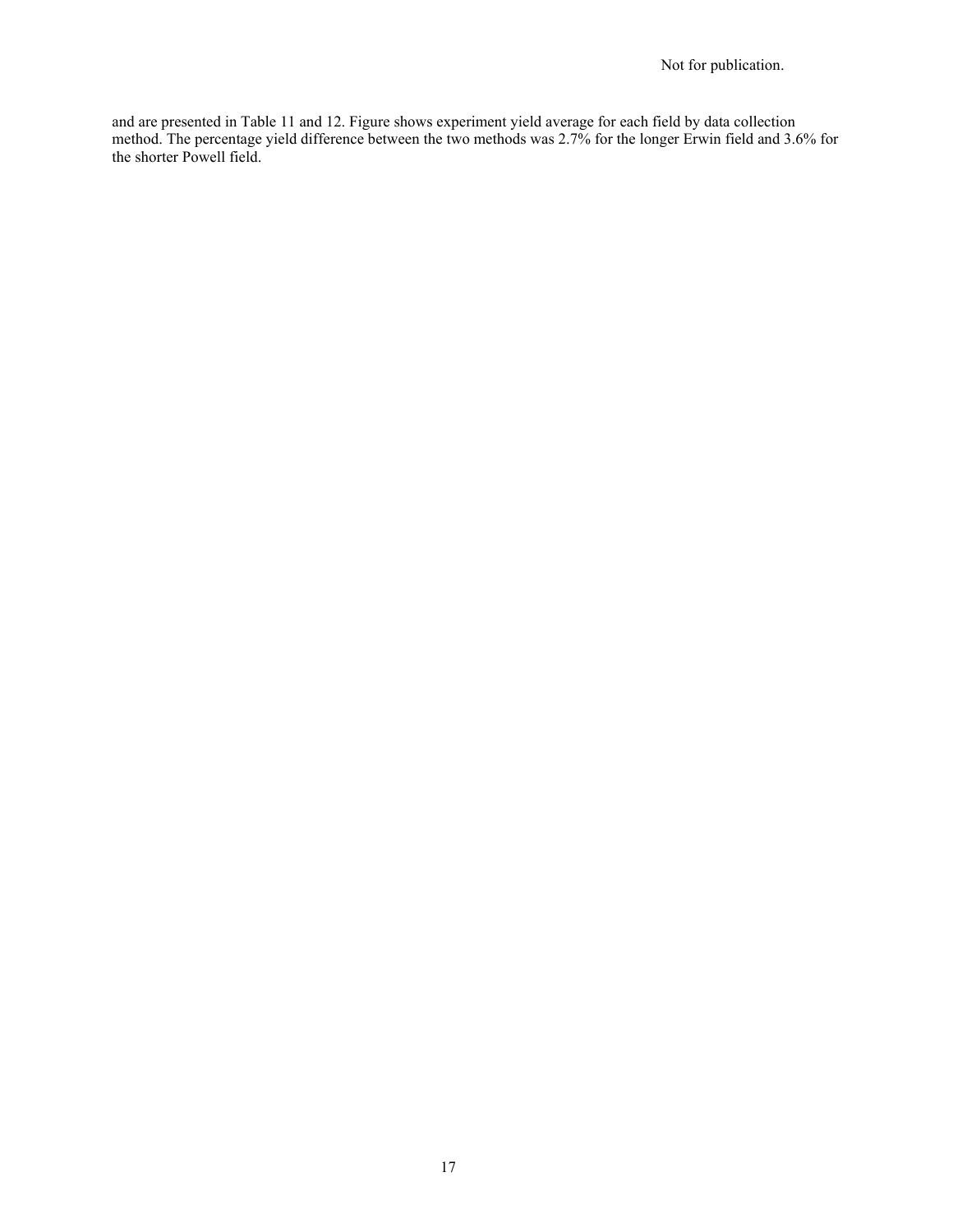and are presented in Table 11 and 12. Figure shows experiment yield average for each field by data collection method. The percentage yield difference between the two methods was 2.7% for the longer Erwin field and 3.6% for the shorter Powell field.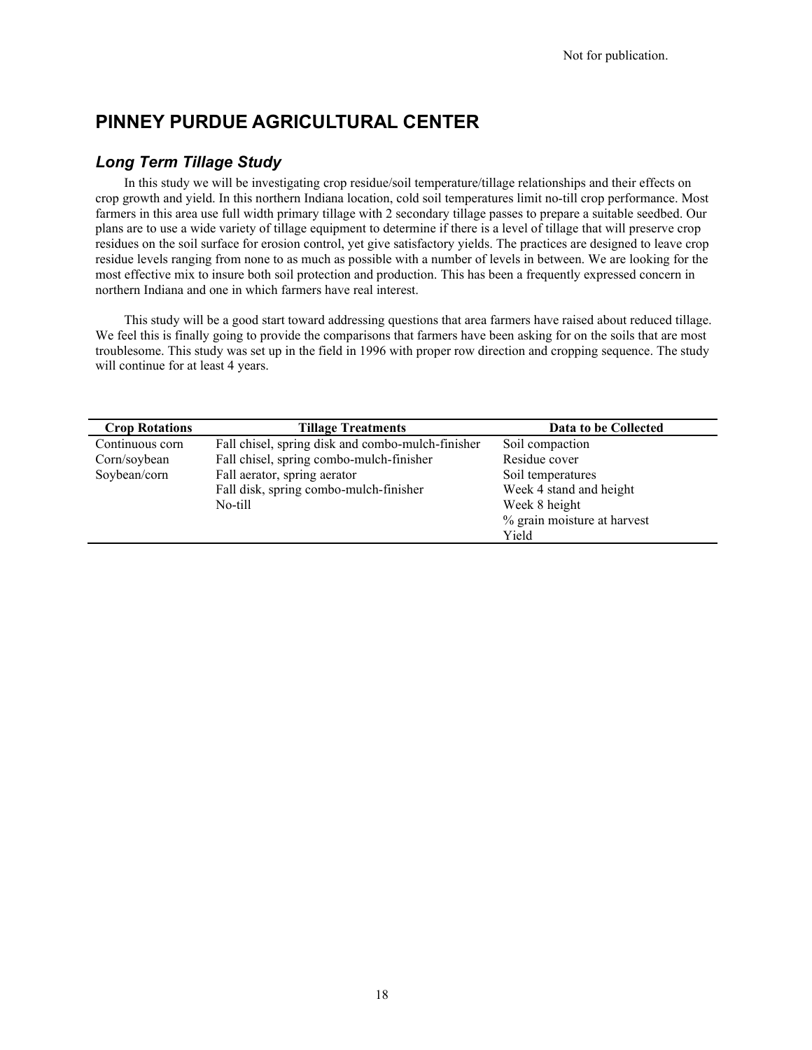Not for publication.

## PINNEY PURDUE AGRICULTURAL CENTER

### *Long Term Tillage Study*

In this study we will be investigating crop residue/soil temperature/tillage relationships and their effects on crop growth and yield. In this northern Indiana location, cold soil temperatures limit no-till crop performance. Most farmers in this area use full width primary tillage with 2 secondary tillage passes to prepare a suitable seedbed. Our plans are to use a wide variety of tillage equipment to determine if there is a level of tillage that will preserve crop residues on the soil surface for erosion control, yet give satisfactory yields. The practices are designed to leave crop residue levels ranging from none to as much as possible with a number of levels in between. We are looking for the most effective mix to insure both soil protection and production. This has been a frequently expressed concern in northern Indiana and one in which farmers have real interest.

This study will be a good start toward addressing questions that area farmers have raised about reduced tillage. We feel this is finally going to provide the comparisons that farmers have been asking for on the soils that are most troublesome. This study was set up in the field in 1996 with proper row direction and cropping sequence. The study will continue for at least 4 years.

| Crop Rotations | Tillage Treatments | Data to be Collected |
|---|---|---|
| Continuous corn | Fall chisel, spring disk and combo-mulch-finisher | Soil compaction |
| Corn/soybean | Fall chisel, spring combo-mulch-finisher | Residue cover |
| Soybean/corn | Fall aerator, spring aerator | Soil temperatures |
| | Fall disk, spring combo-mulch-finisher | Week 4 stand and height |
| | No-till | Week 8 height |
| | | % grain moisture at harvest |
| | | Yield |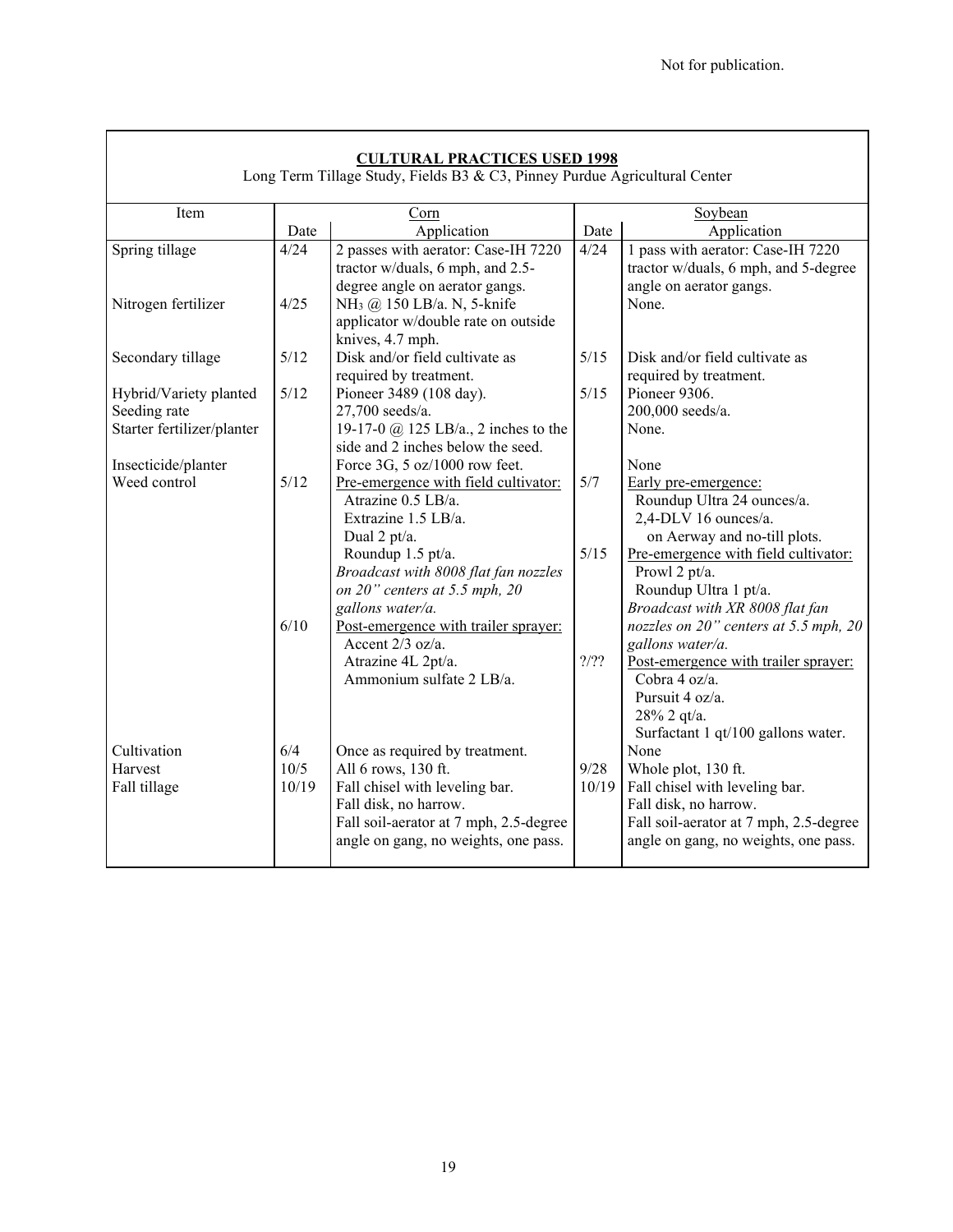Not for publication.

**CULTURAL PRACTICES USED 1998**

Long Term Tillage Study, Fields B3 & C3, Pinney Purdue Agricultural Center

| Item | Corn | | Soybean | |
|---|---|---|---|---|
| | Date | Application | Date | Application |
| Spring tillage | 4/24 | 2 passes with aerator: Case-IH 7220 tractor w/duals, 6 mph, and 2.5-degree angle on aerator gangs. | 4/24 | 1 pass with aerator: Case-IH 7220 tractor w/duals, 6 mph, and 5-degree angle on aerator gangs. |
| Nitrogen fertilizer | 4/25 | $NH_3$ @ 150 LB/a. N, 5-knife applicator w/double rate on outside knives, 4.7 mph. | | None. |
| Secondary tillage | 5/12 | Disk and/or field cultivate as required by treatment. | 5/15 | Disk and/or field cultivate as required by treatment. |
| Hybrid/Variety planted | 5/12 | Pioneer 3489 (108 day). | 5/15 | Pioneer 9306. |
| Seeding rate | | 27,700 seeds/a. | | 200,000 seeds/a. |
| Starter fertilizer/planter | | 19-17-0 @ 125 LB/a., 2 inches to the side and 2 inches below the seed. | | None. |
| Insecticide/planter | | Force 3G, 5 oz/1000 row feet. | | None |
| Weed control | 5/12 | <u>Pre-emergence with field cultivator:</u> Atrazine 0.5 LB/a. Extrazine 1.5 LB/a. Dual 2 pt/a. Roundup 1.5 pt/a. *Broadcast with 8008 flat fan nozzles on 20" centers at 5.5 mph, 20 gallons water/a.* | 5/7 | <u>Early pre-emergence:</u> Roundup Ultra 24 ounces/a. 2,4-DLV 16 ounces/a. on Aerway and no-till plots. |
| | | | 5/15 | <u>Pre-emergence with field cultivator:</u> Prowl 2 pt/a. Roundup Ultra 1 pt/a. *Broadcast with XR 8008 flat fan nozzles on 20" centers at 5.5 mph, 20 gallons water/a.* |
| | 6/10 | <u>Post-emergence with trailer sprayer:</u> Accent 2/3 oz/a. Atrazine 4L 2pt/a. Ammonium sulfate 2 LB/a. | ?/?? | <u>Post-emergence with trailer sprayer:</u> Cobra 4 oz/a. Pursuit 4 oz/a. 28% 2 qt/a. Surfactant 1 qt/100 gallons water. |
| Cultivation | 6/4 | Once as required by treatment. | | None |
| Harvest | 10/5 | All 6 rows, 130 ft. | 9/28 | Whole plot, 130 ft. |
| Fall tillage | 10/19 | Fall chisel with leveling bar. Fall disk, no harrow. Fall soil-aerator at 7 mph, 2.5-degree angle on gang, no weights, one pass. | 10/19 | Fall chisel with leveling bar. Fall disk, no harrow. Fall soil-aerator at 7 mph, 2.5-degree angle on gang, no weights, one pass. |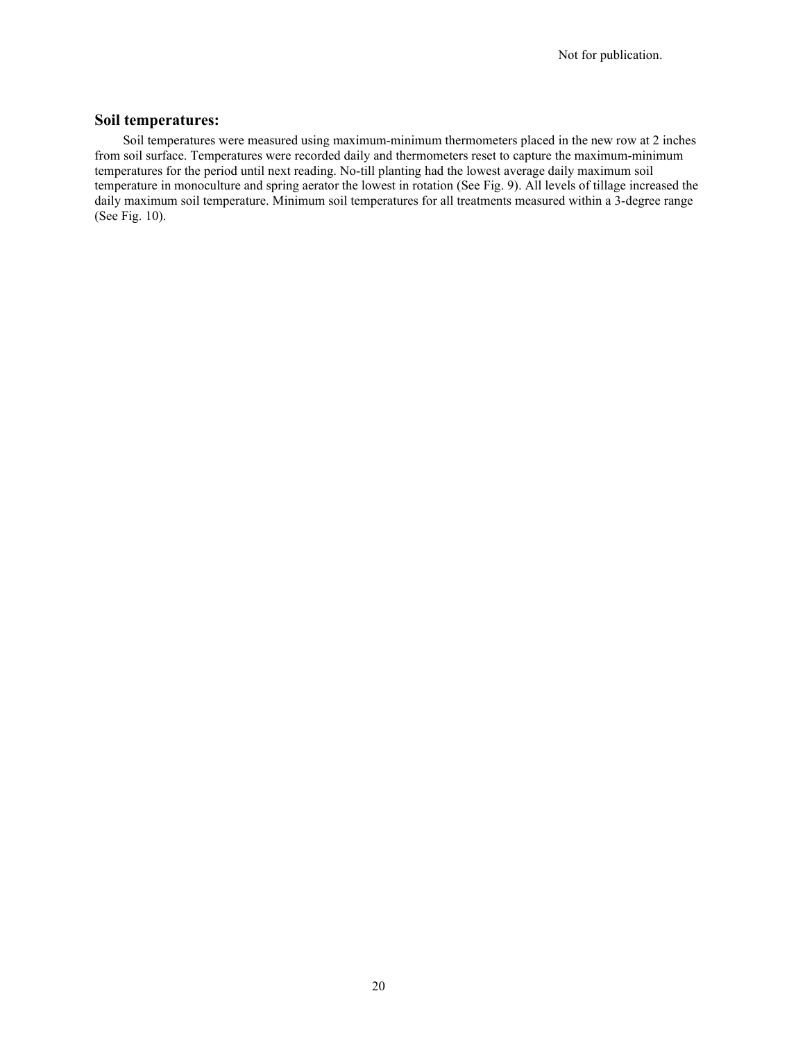## Soil temperatures:

Soil temperatures were measured using maximum-minimum thermometers placed in the new row at 2 inches from soil surface. Temperatures were recorded daily and thermometers reset to capture the maximum-minimum temperatures for the period until next reading. No-till planting had the lowest average daily maximum soil temperature in monoculture and spring aerator the lowest in rotation (See Fig. 9). All levels of tillage increased the daily maximum soil temperature. Minimum soil temperatures for all treatments measured within a 3-degree range (See Fig. 10).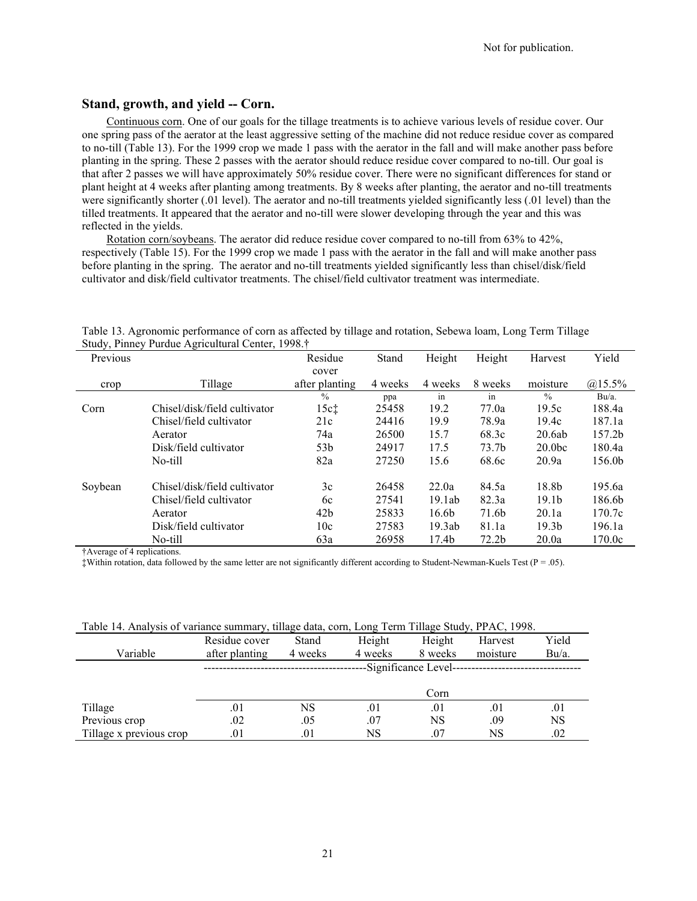Not for publication.

## Stand, growth, and yield -- Corn.

Continuous corn. One of our goals for the tillage treatments is to achieve various levels of residue cover. Our one spring pass of the aerator at the least aggressive setting of the machine did not reduce residue cover as compared to no-till (Table 13). For the 1999 crop we made 1 pass with the aerator in the fall and will make another pass before planting in the spring. These 2 passes with the aerator should reduce residue cover compared to no-till. Our goal is that after 2 passes we will have approximately 50% residue cover. There were no significant differences for stand or plant height at 4 weeks after planting among treatments. By 8 weeks after planting, the aerator and no-till treatments were significantly shorter (.01 level). The aerator and no-till treatments yielded significantly less (.01 level) than the tilled treatments. It appeared that the aerator and no-till were slower developing through the year and this was reflected in the yields.

Rotation corn/soybeans. The aerator did reduce residue cover compared to no-till from 63% to 42%, respectively (Table 15). For the 1999 crop we made 1 pass with the aerator in the fall and will make another pass before planting in the spring. The aerator and no-till treatments yielded significantly less than chisel/disk/field cultivator and disk/field cultivator treatments. The chisel/field cultivator treatment was intermediate.

Table 13. Agronomic performance of corn as affected by tillage and rotation, Sebewa loam, Long Term Tillage Study, Pinney Purdue Agricultural Center, 1998.†

| Previous crop | Tillage | Residue cover after planting | Stand 4 weeks | Height 4 weeks | Height 8 weeks | Harvest moisture | Yield @15.5% |
|---|---|---|---|---|---|---|---|
| | | % | ppa | in | in | % | Bu/a. |
| Corn | Chisel/disk/field cultivator | 15c‡ | 25458 | 19.2 | 77.0a | 19.5c | 188.4a |
| | Chisel/field cultivator | 21c | 24416 | 19.9 | 78.9a | 19.4c | 187.1a |
| | Aerator | 74a | 26500 | 15.7 | 68.3c | 20.6ab | 157.2b |
| | Disk/field cultivator | 53b | 24917 | 17.5 | 73.7b | 20.0bc | 180.4a |
| | No-till | 82a | 27250 | 15.6 | 68.6c | 20.9a | 156.0b |
| Soybean | Chisel/disk/field cultivator | 3c | 26458 | 22.0a | 84.5a | 18.8b | 195.6a |
| | Chisel/field cultivator | 6c | 27541 | 19.1ab | 82.3a | 19.1b | 186.6b |
| | Aerator | 42b | 25833 | 16.6b | 71.6b | 20.1a | 170.7c |
| | Disk/field cultivator | 10c | 27583 | 19.3ab | 81.1a | 19.3b | 196.1a |
| | No-till | 63a | 26958 | 17.4b | 72.2b | 20.0a | 170.0c |

†Average of 4 replications.

‡Within rotation, data followed by the same letter are not significantly different according to Student-Newman-Kuels Test (P = .05).

Table 14. Analysis of variance summary, tillage data, corn, Long Term Tillage Study, PPAC, 1998.

| Variable | Residue cover after planting | Stand 4 weeks | Height 4 weeks | Height 8 weeks | Harvest moisture | Yield Bu/a. |
|---|---|---|---|---|---|---|
| | Significance Level | | | | | |
| | Corn | | | | | |
| Tillage | .01 | NS | .01 | .01 | .01 | .01 |
| Previous crop | .02 | .05 | .07 | NS | .09 | NS |
| Tillage x previous crop | .01 | .01 | NS | .07 | NS | .02 |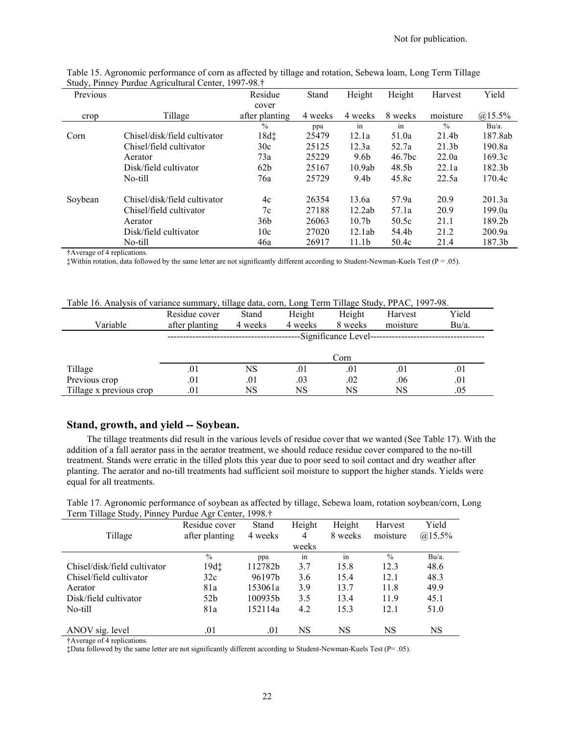Not for publication.

Table 15. Agronomic performance of corn as affected by tillage and rotation, Sebewa loam, Long Term Tillage Study, Pinney Purdue Agricultural Center, 1997-98.†

| Previous crop | Tillage | Residue cover after planting | Stand 4 weeks | Height 4 weeks | Height 8 weeks | Harvest moisture | Yield @15.5% |
|---|---|---|---|---|---|---|---|
| | | % | ppa | in | in | % | Bu/a. |
| Corn | Chisel/disk/field cultivator | 18d‡ | 25479 | 12.1a | 51.0a | 21.4b | 187.8ab |
| | Chisel/field cultivator | 30c | 25125 | 12.3a | 52.7a | 21.3b | 190.8a |
| | Aerator | 73a | 25229 | 9.6b | 46.7bc | 22.0a | 169.3c |
| | Disk/field cultivator | 62b | 25167 | 10.9ab | 48.5b | 22.1a | 182.3b |
| | No-till | 76a | 25729 | 9.4b | 45.8c | 22.5a | 170.4c |
| Soybean | Chisel/disk/field cultivator | 4c | 26354 | 13.6a | 57.9a | 20.9 | 201.3a |
| | Chisel/field cultivator | 7c | 27188 | 12.2ab | 57.1a | 20.9 | 199.0a |
| | Aerator | 36b | 26063 | 10.7b | 50.5c | 21.1 | 189.2b |
| | Disk/field cultivator | 10c | 27020 | 12.1ab | 54.4b | 21.2 | 200.9a |
| | No-till | 46a | 26917 | 11.1b | 50.4c | 21.4 | 187.3b |

†Average of 4 replications.
‡Within rotation, data followed by the same letter are not significantly different according to Student-Newman-Kuels Test (P = .05).

Table 16. Analysis of variance summary, tillage data, corn, Long Term Tillage Study, PPAC, 1997-98.

| Variable | Residue cover after planting | Stand 4 weeks | Height 4 weeks | Height 8 weeks | Harvest moisture | Yield Bu/a. |
|---|---|---|---|---|---|---|
| | Significance Level | | | | | |
| | Corn | | | | | |
| Tillage | .01 | NS | .01 | .01 | .01 | .01 |
| Previous crop | .01 | .01 | .03 | .02 | .06 | .01 |
| Tillage x previous crop | .01 | NS | NS | NS | NS | .05 |

## Stand, growth, and yield -- Soybean.

The tillage treatments did result in the various levels of residue cover that we wanted (See Table 17). With the addition of a fall aerator pass in the aerator treatment, we should reduce residue cover compared to the no-till treatment. Stands were erratic in the tilled plots this year due to poor seed to soil contact and dry weather after planting. The aerator and no-till treatments had sufficient soil moisture to support the higher stands. Yields were equal for all treatments.

Table 17. Agronomic performance of soybean as affected by tillage, Sebewa loam, rotation soybean/corn, Long Term Tillage Study, Pinney Purdue Agr Center, 1998.†

| Tillage | Residue cover after planting | Stand 4 weeks | Height 4 weeks | Height 8 weeks | Harvest moisture | Yield @15.5% |
|---|---|---|---|---|---|---|
| | % | ppa | in | in | % | Bu/a. |
| Chisel/disk/field cultivator | 19d‡ | 112782b | 3.7 | 15.8 | 12.3 | 48.6 |
| Chisel/field cultivator | 32c | 96197b | 3.6 | 15.4 | 12.1 | 48.3 |
| Aerator | 81a | 153061a | 3.9 | 13.7 | 11.8 | 49.9 |
| Disk/field cultivator | 52b | 100935b | 3.5 | 13.4 | 11.9 | 45.1 |
| No-till | 81a | 152114a | 4.2 | 15.3 | 12.1 | 51.0 |
| ANOV sig. level | .01 | .01 | NS | NS | NS | NS |

†Average of 4 replications.
‡Data followed by the same letter are not significantly different according to Student-Newman-Kuels Test (P= .05).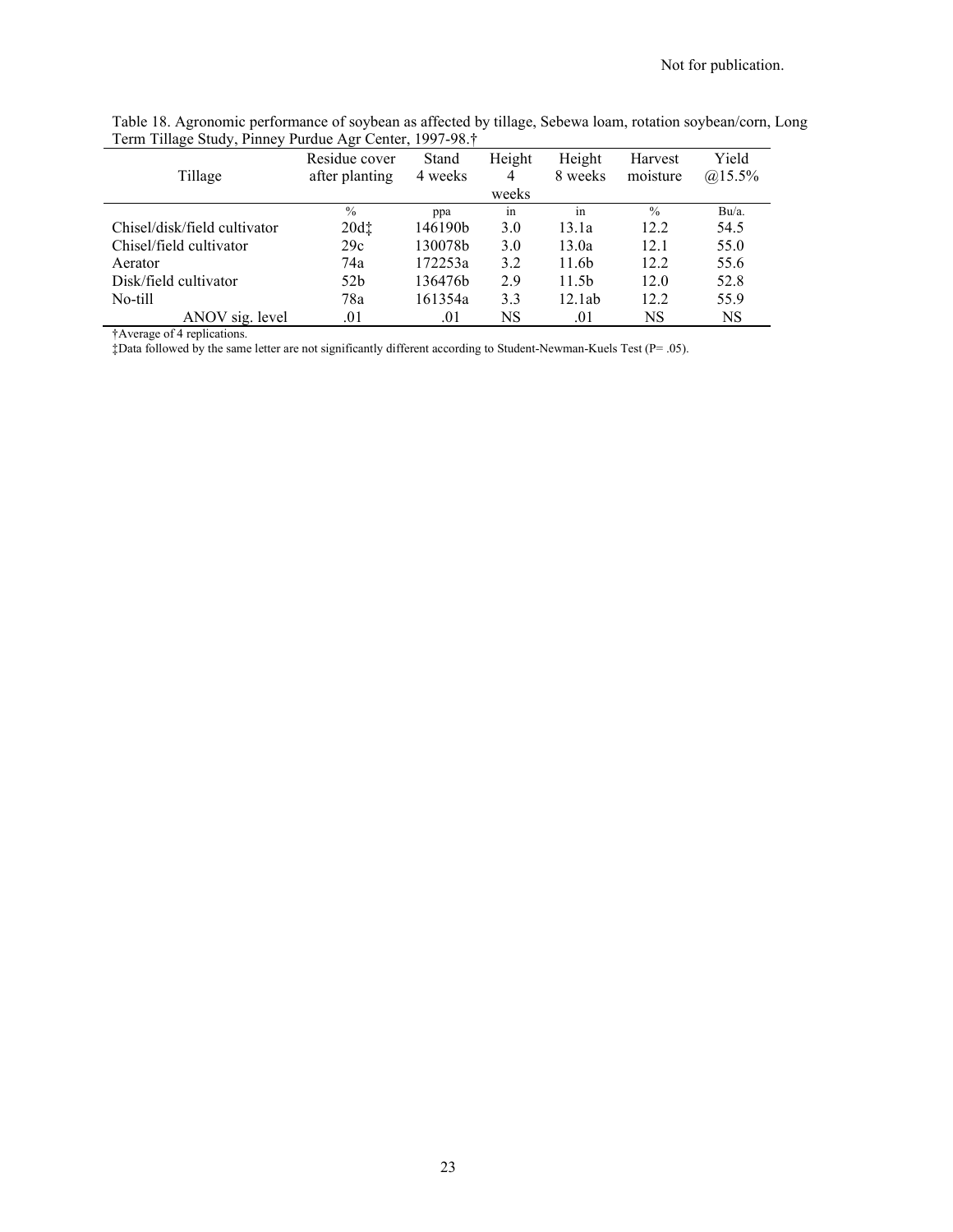Table 18. Agronomic performance of soybean as affected by tillage, Sebewa loam, rotation soybean/corn, Long Term Tillage Study, Pinney Purdue Agr Center, 1997-98.†

| Tillage | Residue cover after planting | Stand 4 weeks | Height 4 weeks | Height 8 weeks | Harvest moisture | Yield @15.5% |
|---|---|---|---|---|---|---|
| | % | ppa | in | in | % | Bu/a. |
| Chisel/disk/field cultivator | 20d‡ | 146190b | 3.0 | 13.1a | 12.2 | 54.5 |
| Chisel/field cultivator | 29c | 130078b | 3.0 | 13.0a | 12.1 | 55.0 |
| Aerator | 74a | 172253a | 3.2 | 11.6b | 12.2 | 55.6 |
| Disk/field cultivator | 52b | 136476b | 2.9 | 11.5b | 12.0 | 52.8 |
| No-till | 78a | 161354a | 3.3 | 12.1ab | 12.2 | 55.9 |
| ANOV sig. level | .01 | .01 | NS | .01 | NS | NS |

†Average of 4 replications.

‡Data followed by the same letter are not significantly different according to Student-Newman-Kuels Test (P= .05).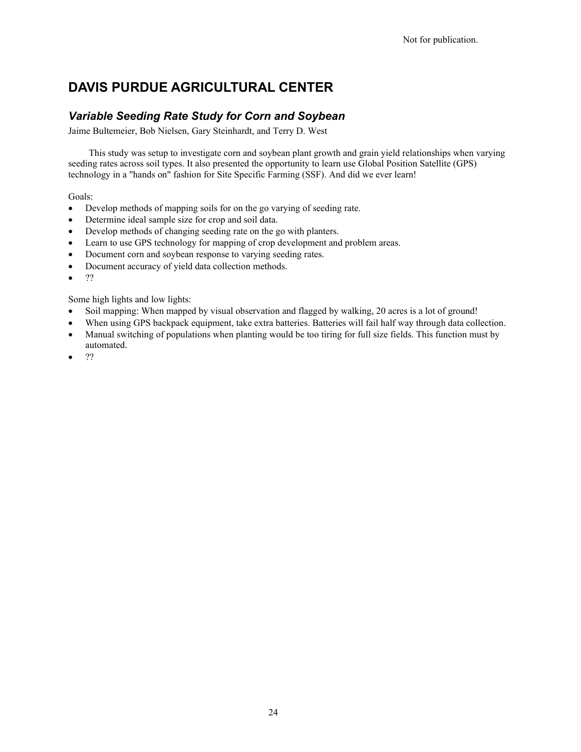Not for publication.

# DAVIS PURDUE AGRICULTURAL CENTER

## *Variable Seeding Rate Study for Corn and Soybean*

Jaime Bultemeier, Bob Nielsen, Gary Steinhardt, and Terry D. West

This study was setup to investigate corn and soybean plant growth and grain yield relationships when varying seeding rates across soil types. It also presented the opportunity to learn use Global Position Satellite (GPS) technology in a "hands on" fashion for Site Specific Farming (SSF). And did we ever learn!

Goals:

- Develop methods of mapping soils for on the go varying of seeding rate.
- Determine ideal sample size for crop and soil data.
- Develop methods of changing seeding rate on the go with planters.
- Learn to use GPS technology for mapping of crop development and problem areas.
- Document corn and soybean response to varying seeding rates.
- Document accuracy of yield data collection methods.
- ??

Some high lights and low lights:

- Soil mapping: When mapped by visual observation and flagged by walking, 20 acres is a lot of ground!
- When using GPS backpack equipment, take extra batteries. Batteries will fail half way through data collection.
- Manual switching of populations when planting would be too tiring for full size fields. This function must by automated.
- ??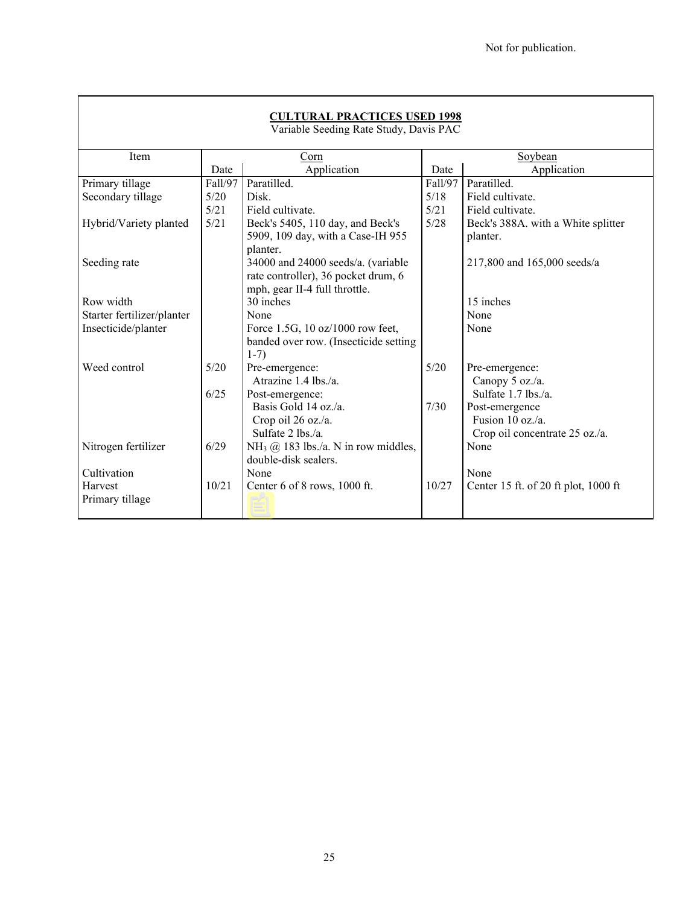Not for publication.

**CULTURAL PRACTICES USED 1998**

Variable Seeding Rate Study, Davis PAC

| Item | Corn | | Soybean | |
|---|---|---|---|---|
| | Date | Application | Date | Application |
| Primary tillage | Fall/97 | Paratilled. | Fall/97 | Paratilled. |
| Secondary tillage | 5/20 | Disk. | 5/18 | Field cultivate. |
| | 5/21 | Field cultivate. | 5/21 | Field cultivate. |
| Hybrid/Variety planted | 5/21 | Beck's 5405, 110 day, and Beck's 5909, 109 day, with a Case-IH 955 planter. | 5/28 | Beck's 388A. with a White splitter planter. |
| Seeding rate | | 34000 and 24000 seeds/a. (variable rate controller), 36 pocket drum, 6 mph, gear II-4 full throttle. | | 217,800 and 165,000 seeds/a |
| Row width | | 30 inches | | 15 inches |
| Starter fertilizer/planter | | None | | None |
| Insecticide/planter | | Force 1.5G, 10 oz/1000 row feet, banded over row. (Insecticide setting 1-7) | | None |
| Weed control | 5/20 | Pre-emergence: Atrazine 1.4 lbs./a. | 5/20 | Pre-emergence: Canopy 5 oz./a. Sulfate 1.7 lbs./a. |
| | 6/25 | Post-emergence: Basis Gold 14 oz./a. Crop oil 26 oz./a. Sulfate 2 lbs./a. | 7/30 | Post-emergence Fusion 10 oz./a. Crop oil concentrate 25 oz./a. |
| Nitrogen fertilizer | 6/29 | $NH_3$ @ 183 lbs./a. N in row middles, double-disk sealers. | | None |
| Cultivation | | None | | None |
| Harvest | 10/21 | Center 6 of 8 rows, 1000 ft. | 10/27 | Center 15 ft. of 20 ft plot, 1000 ft |
| Primary tillage | | | | |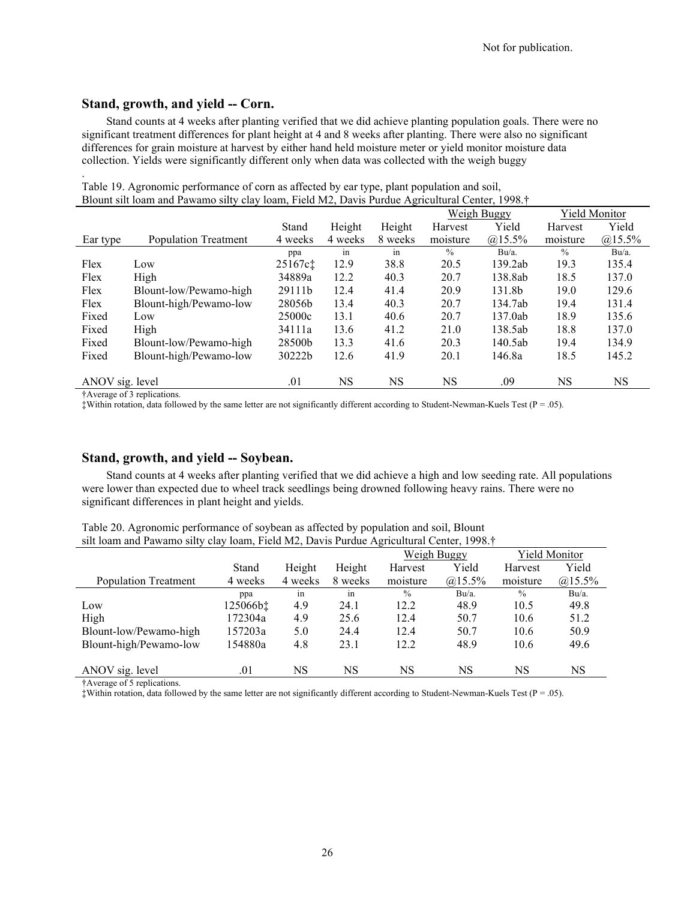## Stand, growth, and yield -- Corn.

Stand counts at 4 weeks after planting verified that we did achieve planting population goals. There were no significant treatment differences for plant height at 4 and 8 weeks after planting. There were also no significant differences for grain moisture at harvest by either hand held moisture meter or yield monitor moisture data collection. Yields were significantly different only when data was collected with the weigh buggy

.

Table 19. Agronomic performance of corn as affected by ear type, plant population and soil, Blount silt loam and Pawamo silty clay loam, Field M2, Davis Purdue Agricultural Center, 1998.†

| | | | | | Weigh Buggy | | Yield Monitor | |
|---|---|---|---|---|---|---|---|---|
| Ear type | Population Treatment | Stand 4 weeks | Height 4 weeks | Height 8 weeks | Harvest moisture | Yield @15.5% | Harvest moisture | Yield @15.5% |
| | | ppa | in | in | % | Bu/a. | % | Bu/a. |
| Flex | Low | 25167c‡ | 12.9 | 38.8 | 20.5 | 139.2ab | 19.3 | 135.4 |
| Flex | High | 34889a | 12.2 | 40.3 | 20.7 | 138.8ab | 18.5 | 137.0 |
| Flex | Blount-low/Pewamo-high | 29111b | 12.4 | 41.4 | 20.9 | 131.8b | 19.0 | 129.6 |
| Flex | Blount-high/Pewamo-low | 28056b | 13.4 | 40.3 | 20.7 | 134.7ab | 19.4 | 131.4 |
| Fixed | Low | 25000c | 13.1 | 40.6 | 20.7 | 137.0ab | 18.9 | 135.6 |
| Fixed | High | 34111a | 13.6 | 41.2 | 21.0 | 138.5ab | 18.8 | 137.0 |
| Fixed | Blount-low/Pewamo-high | 28500b | 13.3 | 41.6 | 20.3 | 140.5ab | 19.4 | 134.9 |
| Fixed | Blount-high/Pewamo-low | 30222b | 12.6 | 41.9 | 20.1 | 146.8a | 18.5 | 145.2 |
| ANOV sig. level | | .01 | NS | NS | NS | .09 | NS | NS |

†Average of 3 replications.
‡Within rotation, data followed by the same letter are not significantly different according to Student-Newman-Kuels Test (P = .05).

## Stand, growth, and yield -- Soybean.

Stand counts at 4 weeks after planting verified that we did achieve a high and low seeding rate. All populations were lower than expected due to wheel track seedlings being drowned following heavy rains. There were no significant differences in plant height and yields.

Table 20. Agronomic performance of soybean as affected by population and soil, Blount silt loam and Pawamo silty clay loam, Field M2, Davis Purdue Agricultural Center, 1998.†

| | | | | Weigh Buggy | | Yield Monitor | |
|---|---|---|---|---|---|---|---|
| Population Treatment | Stand 4 weeks | Height 4 weeks | Height 8 weeks | Harvest moisture | Yield @15.5% | Harvest moisture | Yield @15.5% |
| | ppa | in | in | % | Bu/a. | % | Bu/a. |
| Low | 125066b‡ | 4.9 | 24.1 | 12.2 | 48.9 | 10.5 | 49.8 |
| High | 172304a | 4.9 | 25.6 | 12.4 | 50.7 | 10.6 | 51.2 |
| Blount-low/Pewamo-high | 157203a | 5.0 | 24.4 | 12.4 | 50.7 | 10.6 | 50.9 |
| Blount-high/Pewamo-low | 154880a | 4.8 | 23.1 | 12.2 | 48.9 | 10.6 | 49.6 |
| ANOV sig. level | .01 | NS | NS | NS | NS | NS | NS |

†Average of 5 replications.
‡Within rotation, data followed by the same letter are not significantly different according to Student-Newman-Kuels Test (P = .05).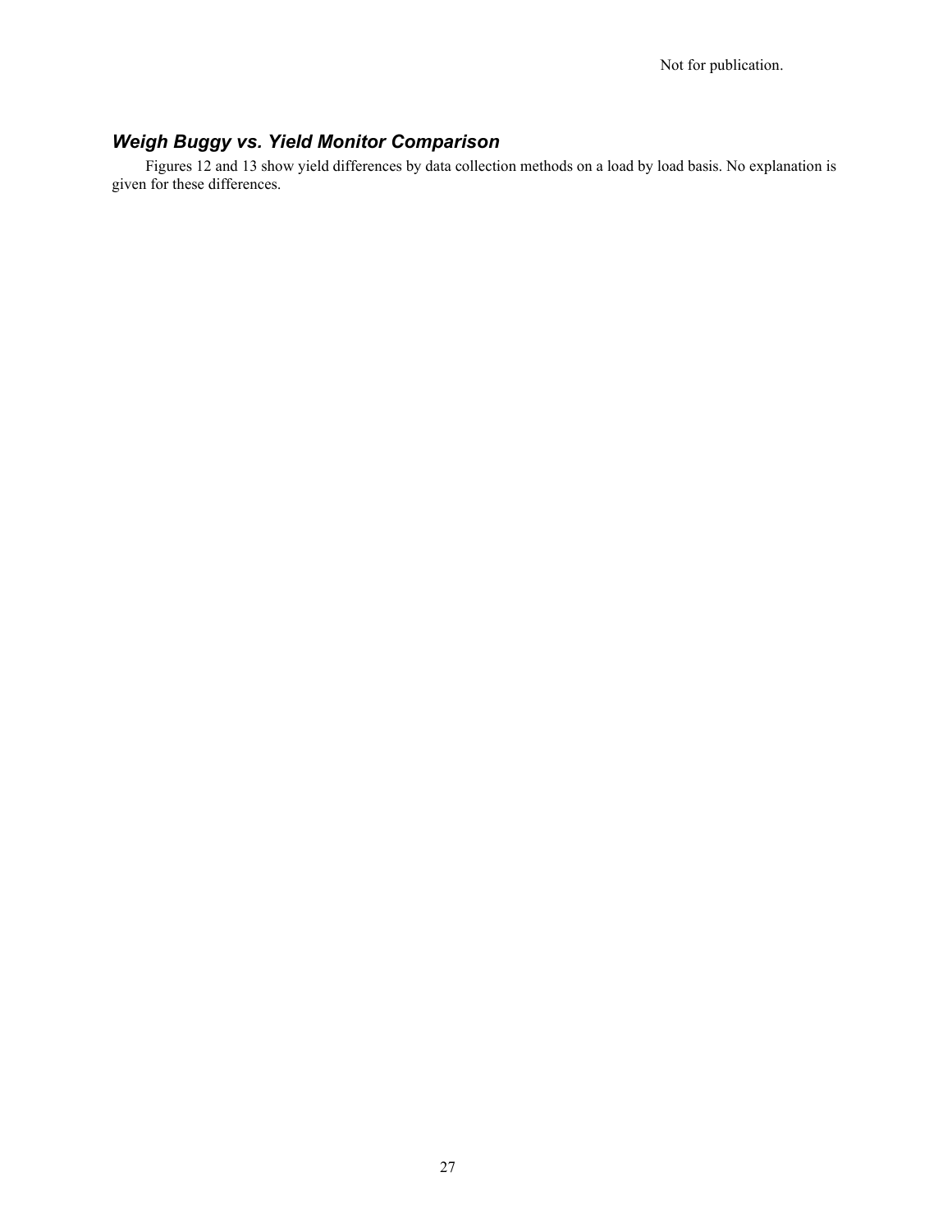### *Weigh Buggy vs. Yield Monitor Comparison*

Figures 12 and 13 show yield differences by data collection methods on a load by load basis. No explanation is given for these differences.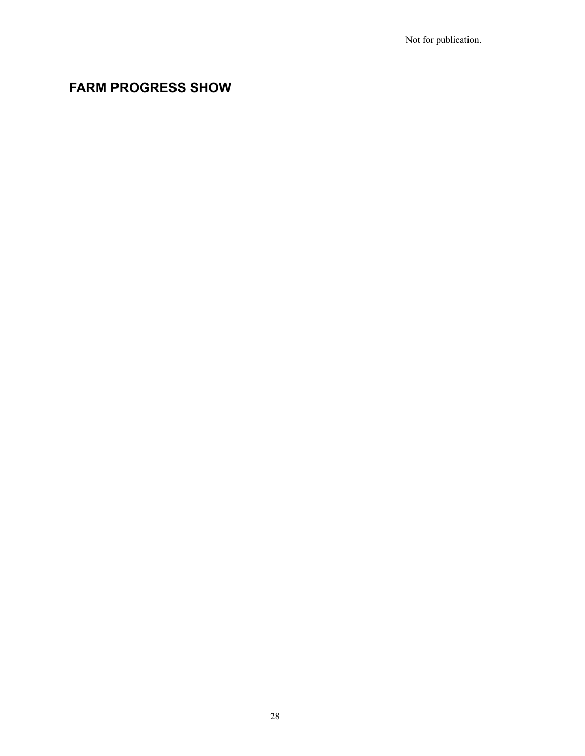Not for publication.

## FARM PROGRESS SHOW